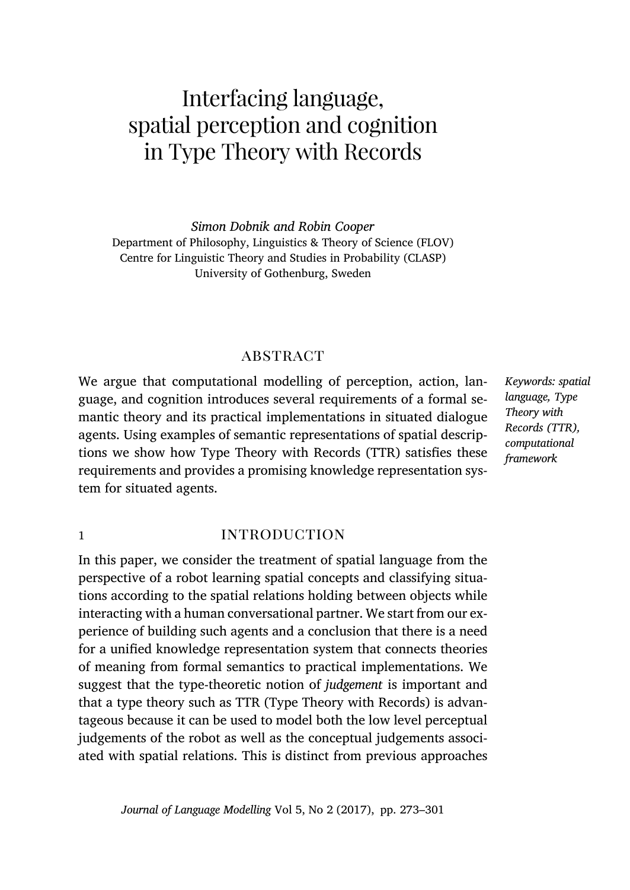# Interfacing language, spatial perception and cognition in Type Theory with Records

*Simon Dobnik and Robin Cooper*
Department of Philosophy, Linguistics & Theory of Science (FLOV)
Centre for Linguistic Theory and Studies in Probability (CLASP)
University of Gothenburg, Sweden

## ABSTRACT

We argue that computational modelling of perception, action, language, and cognition introduces several requirements of a formal semantic theory and its practical implementations in situated dialogue agents. Using examples of semantic representations of spatial descriptions we show how Type Theory with Records (TTR) satisfies these requirements and provides a promising knowledge representation system for situated agents.

*Keywords: spatial language, Type Theory with Records (TTR), computational framework*

## 1 INTRODUCTION

In this paper, we consider the treatment of spatial language from the perspective of a robot learning spatial concepts and classifying situations according to the spatial relations holding between objects while interacting with a human conversational partner. We start from our experience of building such agents and a conclusion that there is a need for a unified knowledge representation system that connects theories of meaning from formal semantics to practical implementations. We suggest that the type-theoretic notion of *judgement* is important and that a type theory such as TTR (Type Theory with Records) is advantageous because it can be used to model both the low level perceptual judgements of the robot as well as the conceptual judgements associated with spatial relations. This is distinct from previous approaches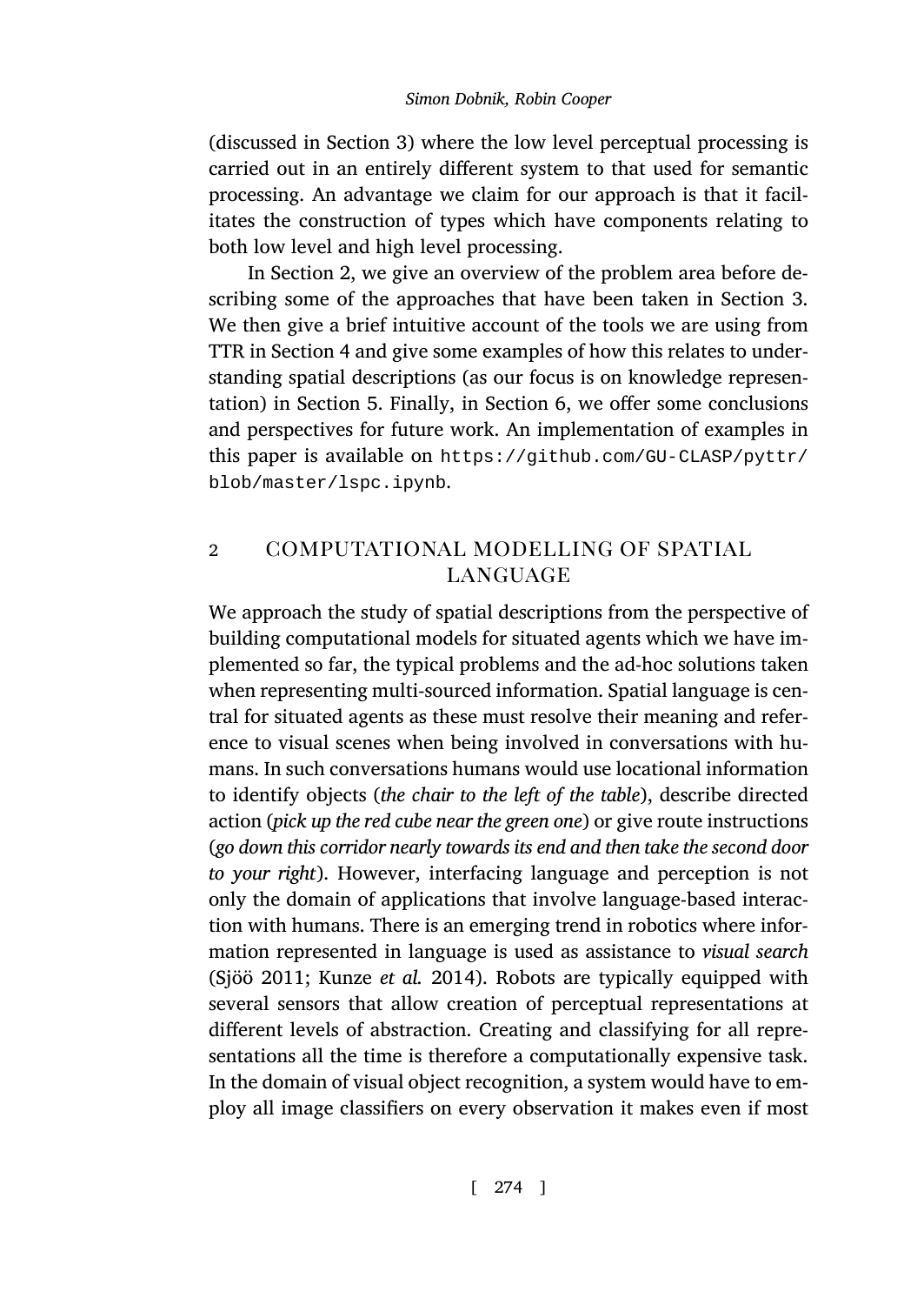(discussed in Section 3) where the low level perceptual processing is carried out in an entirely different system to that used for semantic processing. An advantage we claim for our approach is that it facilitates the construction of types which have components relating to both low level and high level processing.

In Section 2, we give an overview of the problem area before describing some of the approaches that have been taken in Section 3. We then give a brief intuitive account of the tools we are using from TTR in Section 4 and give some examples of how this relates to understanding spatial descriptions (as our focus is on knowledge representation) in Section 5. Finally, in Section 6, we offer some conclusions and perspectives for future work. An implementation of examples in this paper is available on `https://github.com/GU-CLASP/pyttr/blob/master/lspc.ipynb`.

## 2 COMPUTATIONAL MODELLING OF SPATIAL LANGUAGE

We approach the study of spatial descriptions from the perspective of building computational models for situated agents which we have implemented so far, the typical problems and the ad-hoc solutions taken when representing multi-sourced information. Spatial language is central for situated agents as these must resolve their meaning and reference to visual scenes when being involved in conversations with humans. In such conversations humans would use locational information to identify objects (*the chair to the left of the table*), describe directed action (*pick up the red cube near the green one*) or give route instructions (*go down this corridor nearly towards its end and then take the second door to your right*). However, interfacing language and perception is not only the domain of applications that involve language-based interaction with humans. There is an emerging trend in robotics where information represented in language is used as assistance to *visual search* (Sjöö 2011; Kunze *et al.* 2014). Robots are typically equipped with several sensors that allow creation of perceptual representations at different levels of abstraction. Creating and classifying for all representations all the time is therefore a computationally expensive task. In the domain of visual object recognition, a system would have to employ all image classifiers on every observation it makes even if most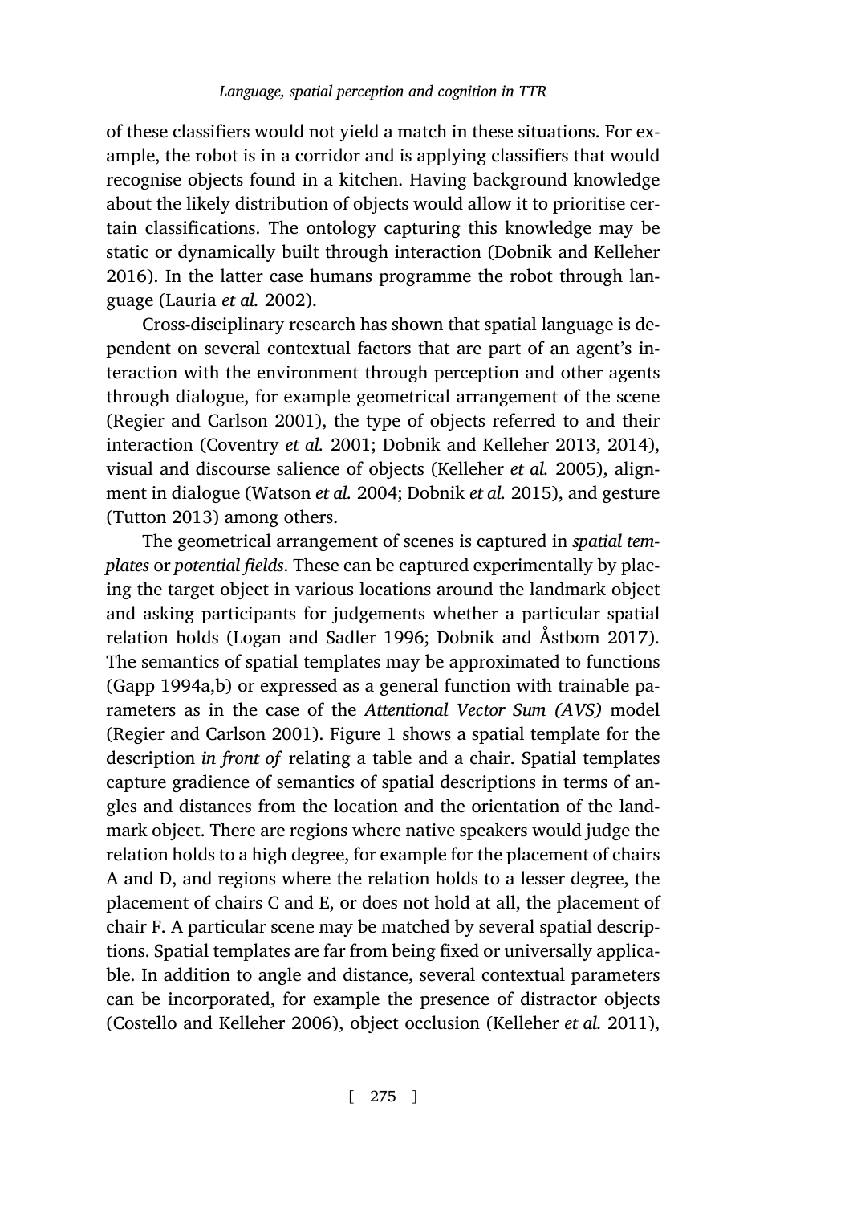of these classifiers would not yield a match in these situations. For example, the robot is in a corridor and is applying classifiers that would recognise objects found in a kitchen. Having background knowledge about the likely distribution of objects would allow it to prioritise certain classifications. The ontology capturing this knowledge may be static or dynamically built through interaction (Dobnik and Kelleher 2016). In the latter case humans programme the robot through language (Lauria *et al.* 2002).

Cross-disciplinary research has shown that spatial language is dependent on several contextual factors that are part of an agent's interaction with the environment through perception and other agents through dialogue, for example geometrical arrangement of the scene (Regier and Carlson 2001), the type of objects referred to and their interaction (Coventry *et al.* 2001; Dobnik and Kelleher 2013, 2014), visual and discourse salience of objects (Kelleher *et al.* 2005), alignment in dialogue (Watson *et al.* 2004; Dobnik *et al.* 2015), and gesture (Tutton 2013) among others.

The geometrical arrangement of scenes is captured in *spatial templates* or *potential fields*. These can be captured experimentally by placing the target object in various locations around the landmark object and asking participants for judgements whether a particular spatial relation holds (Logan and Sadler 1996; Dobnik and Åstbom 2017). The semantics of spatial templates may be approximated to functions (Gapp 1994a,b) or expressed as a general function with trainable parameters as in the case of the *Attentional Vector Sum (AVS)* model (Regier and Carlson 2001). Figure 1 shows a spatial template for the description *in front of* relating a table and a chair. Spatial templates capture gradience of semantics of spatial descriptions in terms of angles and distances from the location and the orientation of the landmark object. There are regions where native speakers would judge the relation holds to a high degree, for example for the placement of chairs A and D, and regions where the relation holds to a lesser degree, the placement of chairs C and E, or does not hold at all, the placement of chair F. A particular scene may be matched by several spatial descriptions. Spatial templates are far from being fixed or universally applicable. In addition to angle and distance, several contextual parameters can be incorporated, for example the presence of distractor objects (Costello and Kelleher 2006), object occlusion (Kelleher *et al.* 2011),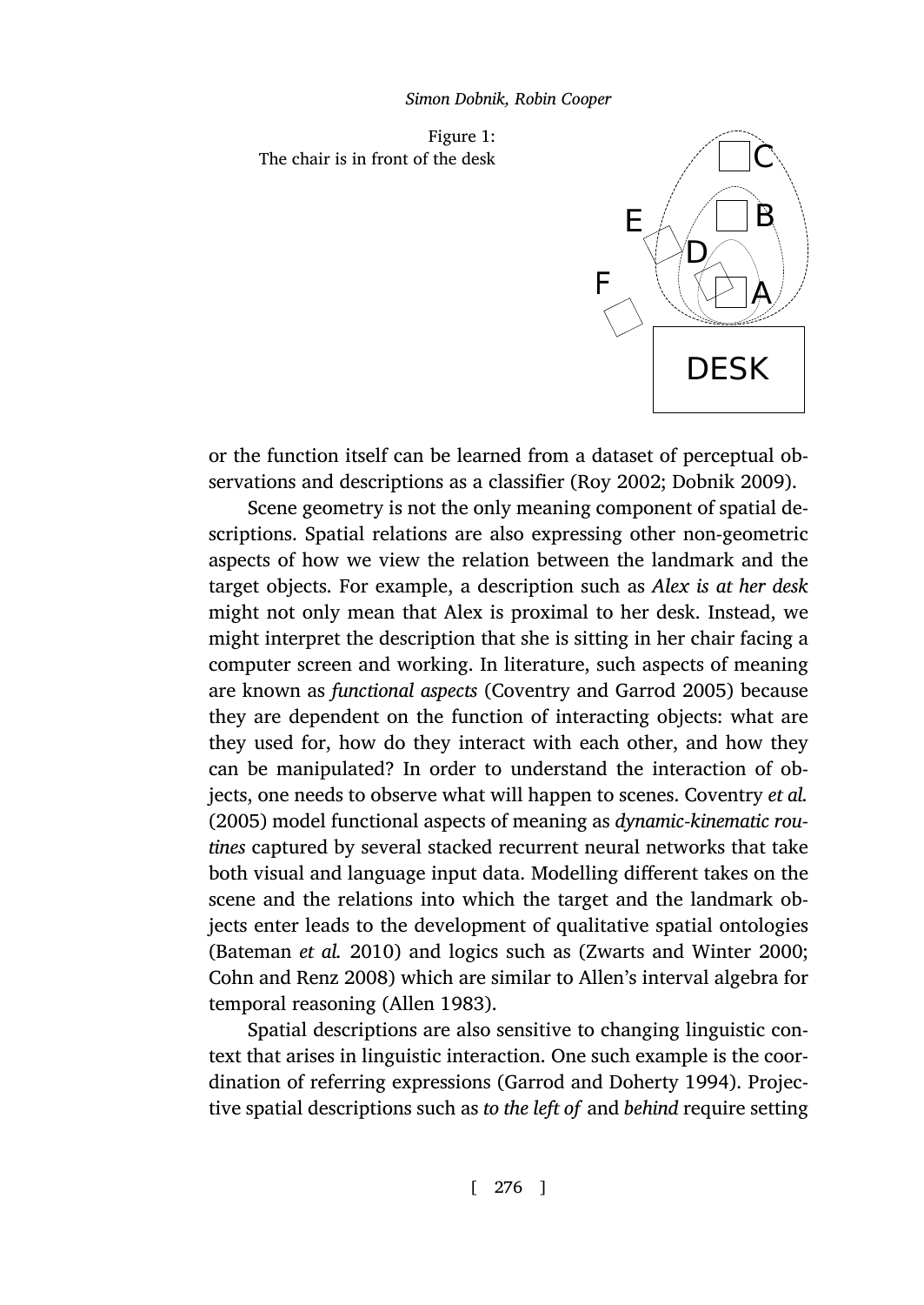Figure 1:
The chair is in front of the desk

or the function itself can be learned from a dataset of perceptual observations and descriptions as a classifier (Roy 2002; Dobnik 2009).

Scene geometry is not the only meaning component of spatial descriptions. Spatial relations are also expressing other non-geometric aspects of how we view the relation between the landmark and the target objects. For example, a description such as *Alex is at her desk* might not only mean that Alex is proximal to her desk. Instead, we might interpret the description that she is sitting in her chair facing a computer screen and working. In literature, such aspects of meaning are known as *functional aspects* (Coventry and Garrod 2005) because they are dependent on the function of interacting objects: what are they used for, how do they interact with each other, and how they can be manipulated? In order to understand the interaction of objects, one needs to observe what will happen to scenes. Coventry *et al.* (2005) model functional aspects of meaning as *dynamic-kinematic routines* captured by several stacked recurrent neural networks that take both visual and language input data. Modelling different takes on the scene and the relations into which the target and the landmark objects enter leads to the development of qualitative spatial ontologies (Bateman *et al.* 2010) and logics such as (Zwarts and Winter 2000; Cohn and Renz 2008) which are similar to Allen's interval algebra for temporal reasoning (Allen 1983).

Spatial descriptions are also sensitive to changing linguistic context that arises in linguistic interaction. One such example is the coordination of referring expressions (Garrod and Doherty 1994). Projective spatial descriptions such as *to the left of* and *behind* require setting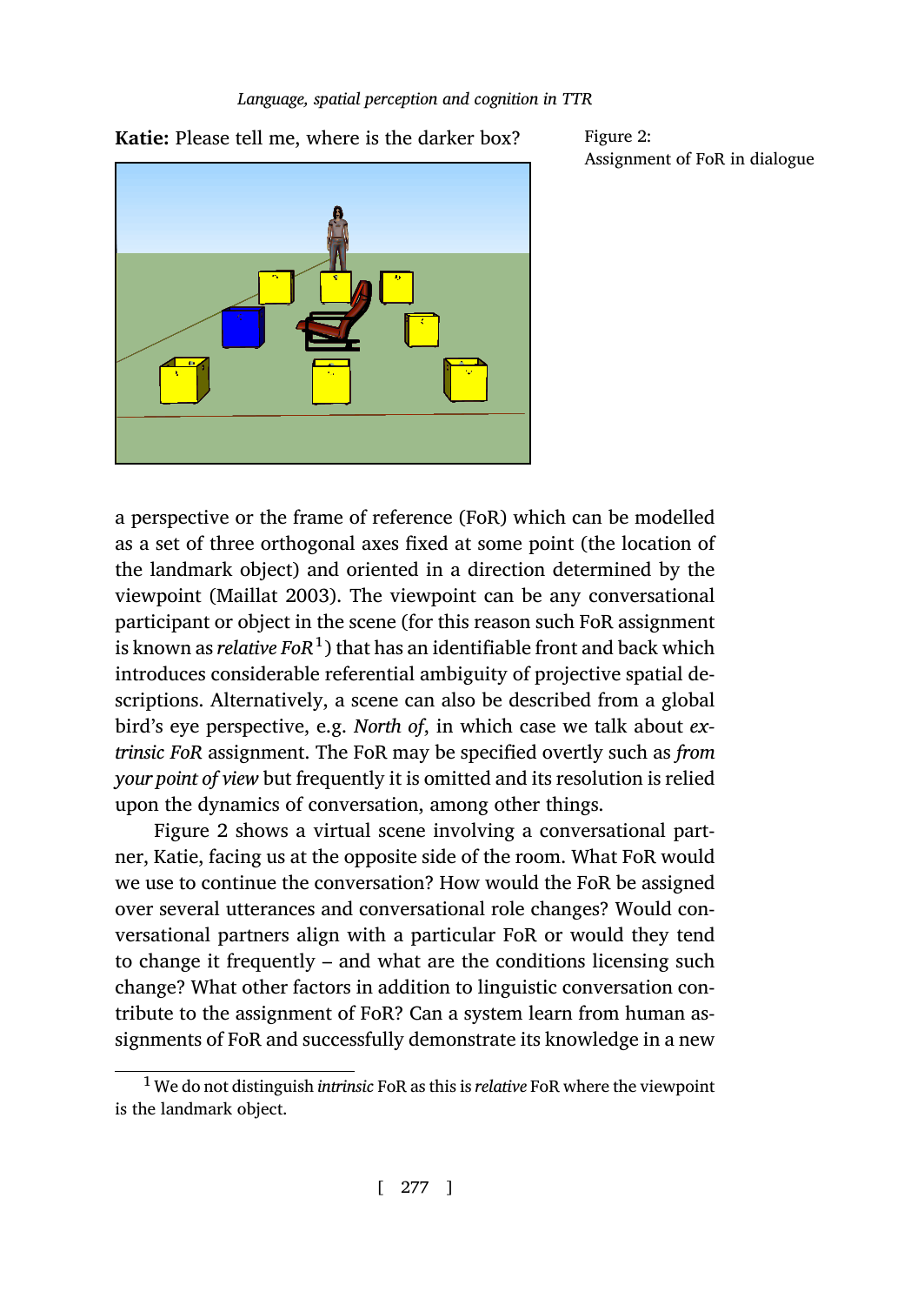**Katie:** Please tell me, where is the darker box?

Figure 2: Assignment of FoR in dialogue

a perspective or the frame of reference (FoR) which can be modelled as a set of three orthogonal axes fixed at some point (the location of the landmark object) and oriented in a direction determined by the viewpoint (Maillat 2003). The viewpoint can be any conversational participant or object in the scene (for this reason such FoR assignment is known as *relative FoR*[1]) that has an identifiable front and back which introduces considerable referential ambiguity of projective spatial descriptions. Alternatively, a scene can also be described from a global bird's eye perspective, e.g. *North of*, in which case we talk about *extrinsic FoR* assignment. The FoR may be specified overtly such as *from your point of view* but frequently it is omitted and its resolution is relied upon the dynamics of conversation, among other things.

Figure 2 shows a virtual scene involving a conversational partner, Katie, facing us at the opposite side of the room. What FoR would we use to continue the conversation? How would the FoR be assigned over several utterances and conversational role changes? Would conversational partners align with a particular FoR or would they tend to change it frequently – and what are the conditions licensing such change? What other factors in addition to linguistic conversation contribute to the assignment of FoR? Can a system learn from human assignments of FoR and successfully demonstrate its knowledge in a new

[1] We do not distinguish *intrinsic* FoR as this is *relative* FoR where the viewpoint is the landmark object.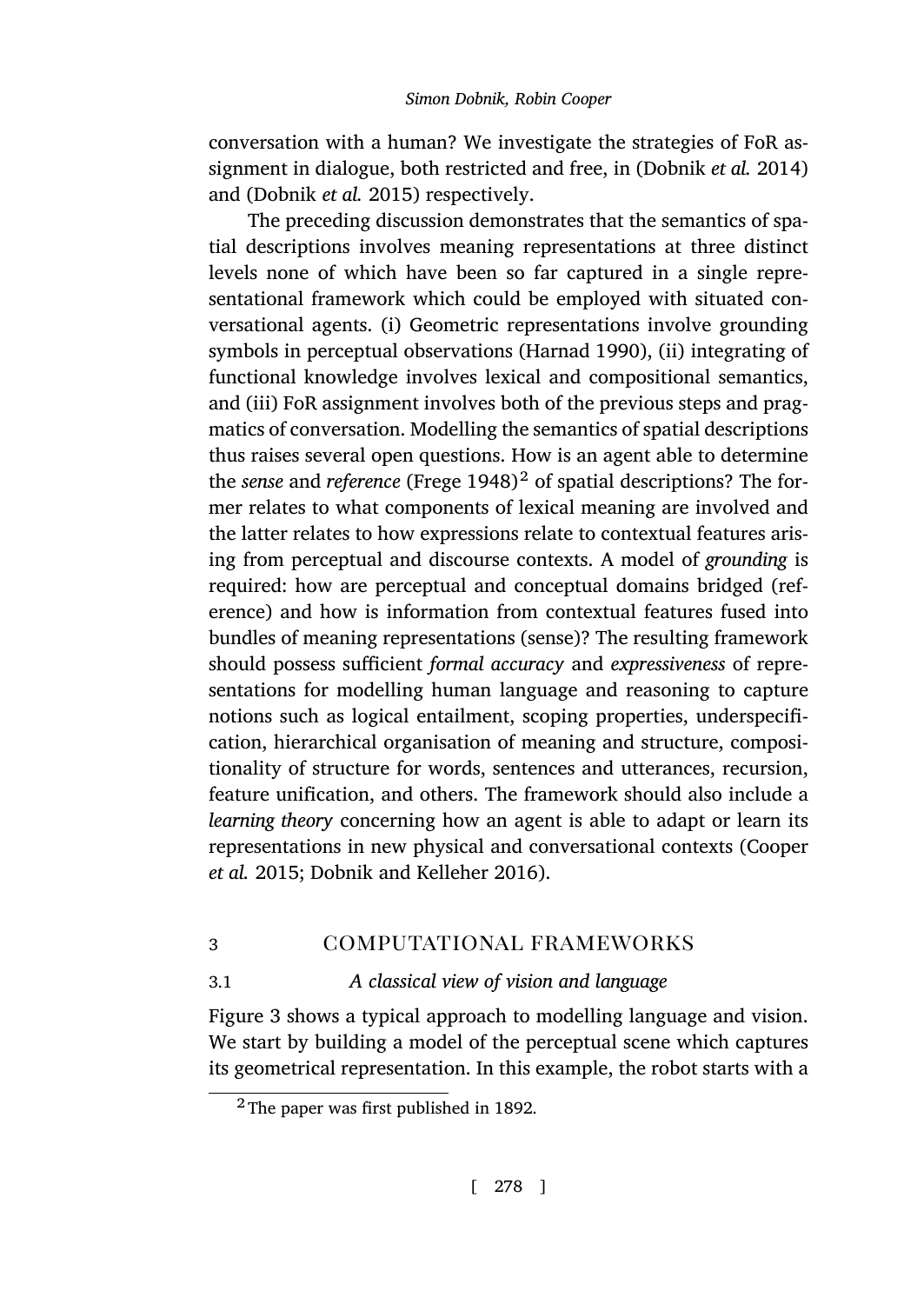conversation with a human? We investigate the strategies of FoR assignment in dialogue, both restricted and free, in (Dobnik *et al.* 2014) and (Dobnik *et al.* 2015) respectively.

The preceding discussion demonstrates that the semantics of spatial descriptions involves meaning representations at three distinct levels none of which have been so far captured in a single representational framework which could be employed with situated conversational agents. (i) Geometric representations involve grounding symbols in perceptual observations (Harnad 1990), (ii) integrating of functional knowledge involves lexical and compositional semantics, and (iii) FoR assignment involves both of the previous steps and pragmatics of conversation. Modelling the semantics of spatial descriptions thus raises several open questions. How is an agent able to determine the *sense* and *reference* (Frege 1948)[2] of spatial descriptions? The former relates to what components of lexical meaning are involved and the latter relates to how expressions relate to contextual features arising from perceptual and discourse contexts. A model of *grounding* is required: how are perceptual and conceptual domains bridged (reference) and how is information from contextual features fused into bundles of meaning representations (sense)? The resulting framework should possess sufficient *formal accuracy* and *expressiveness* of representations for modelling human language and reasoning to capture notions such as logical entailment, scoping properties, underspecification, hierarchical organisation of meaning and structure, compositionality of structure for words, sentences and utterances, recursion, feature unification, and others. The framework should also include a *learning theory* concerning how an agent is able to adapt or learn its representations in new physical and conversational contexts (Cooper *et al.* 2015; Dobnik and Kelleher 2016).

# 3 COMPUTATIONAL FRAMEWORKS

## 3.1 *A classical view of vision and language*

Figure 3 shows a typical approach to modelling language and vision. We start by building a model of the perceptual scene which captures its geometrical representation. In this example, the robot starts with a

[2] The paper was first published in 1892.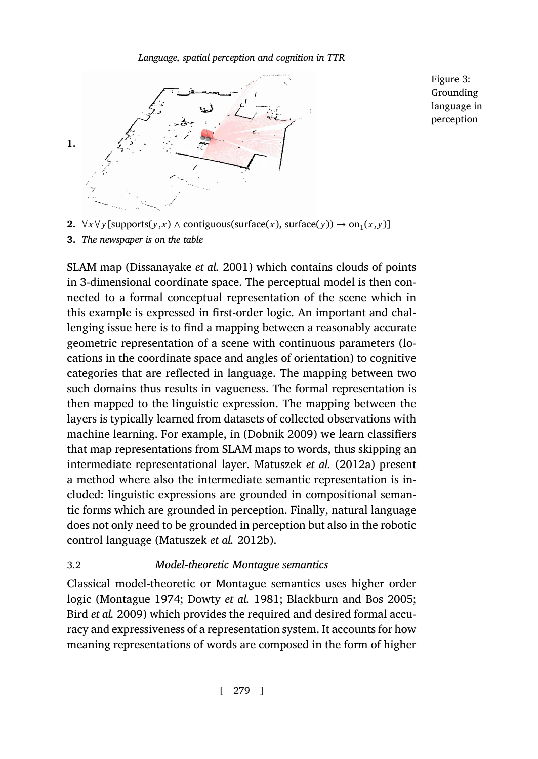1.

2. $\forall x \forall y [\text{supports}(y,x) \wedge \text{contiguous}(\text{surface}(x), \text{surface}(y)) \rightarrow \text{on}_1(x,y)]$

3. *The newspaper is on the table*

Figure 3: Grounding language in perception

SLAM map (Dissanayake *et al.* 2001) which contains clouds of points in 3-dimensional coordinate space. The perceptual model is then connected to a formal conceptual representation of the scene which in this example is expressed in first-order logic. An important and challenging issue here is to find a mapping between a reasonably accurate geometric representation of a scene with continuous parameters (locations in the coordinate space and angles of orientation) to cognitive categories that are reflected in language. The mapping between two such domains thus results in vagueness. The formal representation is then mapped to the linguistic expression. The mapping between the layers is typically learned from datasets of collected observations with machine learning. For example, in (Dobnik 2009) we learn classifiers that map representations from SLAM maps to words, thus skipping an intermediate representational layer. Matuszek *et al.* (2012a) present a method where also the intermediate semantic representation is included: linguistic expressions are grounded in compositional semantic forms which are grounded in perception. Finally, natural language does not only need to be grounded in perception but also in the robotic control language (Matuszek *et al.* 2012b).

### 3.2 *Model-theoretic Montague semantics*

Classical model-theoretic or Montague semantics uses higher order logic (Montague 1974; Dowty *et al.* 1981; Blackburn and Bos 2005; Bird *et al.* 2009) which provides the required and desired formal accuracy and expressiveness of a representation system. It accounts for how meaning representations of words are composed in the form of higher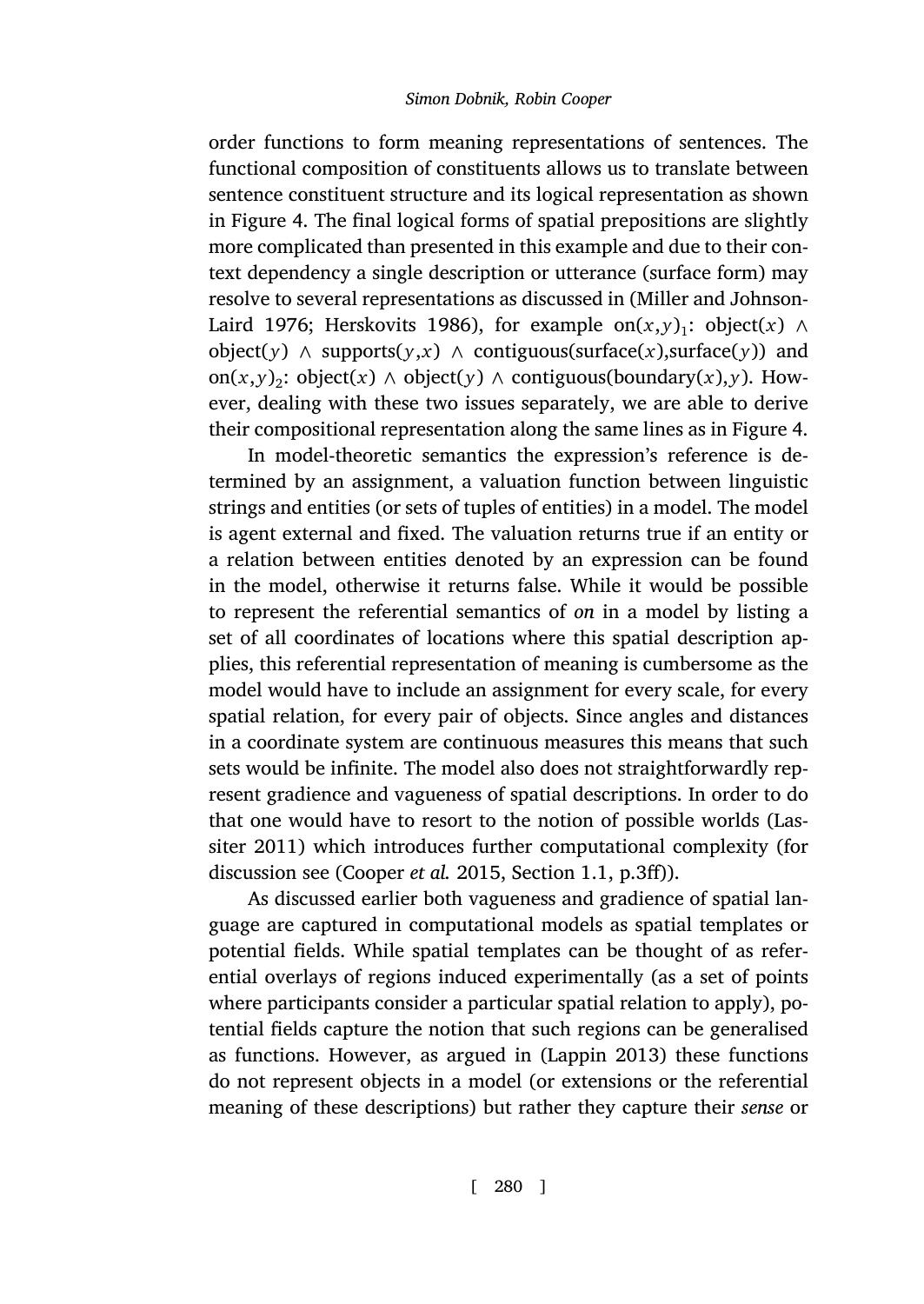order functions to form meaning representations of sentences. The functional composition of constituents allows us to translate between sentence constituent structure and its logical representation as shown in Figure 4. The final logical forms of spatial prepositions are slightly more complicated than presented in this example and due to their context dependency a single description or utterance (surface form) may resolve to several representations as discussed in (Miller and Johnson-Laird 1976; Herskovits 1986), for example $\text{on}(x,y)_1$: $\text{object}(x) \wedge \text{object}(y) \wedge \text{supports}(y,x) \wedge \text{contiguous}(\text{surface}(x),\text{surface}(y))$ and $\text{on}(x,y)_2$: $\text{object}(x) \wedge \text{object}(y) \wedge \text{contiguous}(\text{boundary}(x),y)$. However, dealing with these two issues separately, we are able to derive their compositional representation along the same lines as in Figure 4.

In model-theoretic semantics the expression's reference is determined by an assignment, a valuation function between linguistic strings and entities (or sets of tuples of entities) in a model. The model is agent external and fixed. The valuation returns true if an entity or a relation between entities denoted by an expression can be found in the model, otherwise it returns false. While it would be possible to represent the referential semantics of *on* in a model by listing a set of all coordinates of locations where this spatial description applies, this referential representation of meaning is cumbersome as the model would have to include an assignment for every scale, for every spatial relation, for every pair of objects. Since angles and distances in a coordinate system are continuous measures this means that such sets would be infinite. The model also does not straightforwardly represent gradience and vagueness of spatial descriptions. In order to do that one would have to resort to the notion of possible worlds (Lassiter 2011) which introduces further computational complexity (for discussion see (Cooper *et al.* 2015, Section 1.1, p.3ff)).

As discussed earlier both vagueness and gradience of spatial language are captured in computational models as spatial templates or potential fields. While spatial templates can be thought of as referential overlays of regions induced experimentally (as a set of points where participants consider a particular spatial relation to apply), potential fields capture the notion that such regions can be generalised as functions. However, as argued in (Lappin 2013) these functions do not represent objects in a model (or extensions or the referential meaning of these descriptions) but rather they capture their *sense* or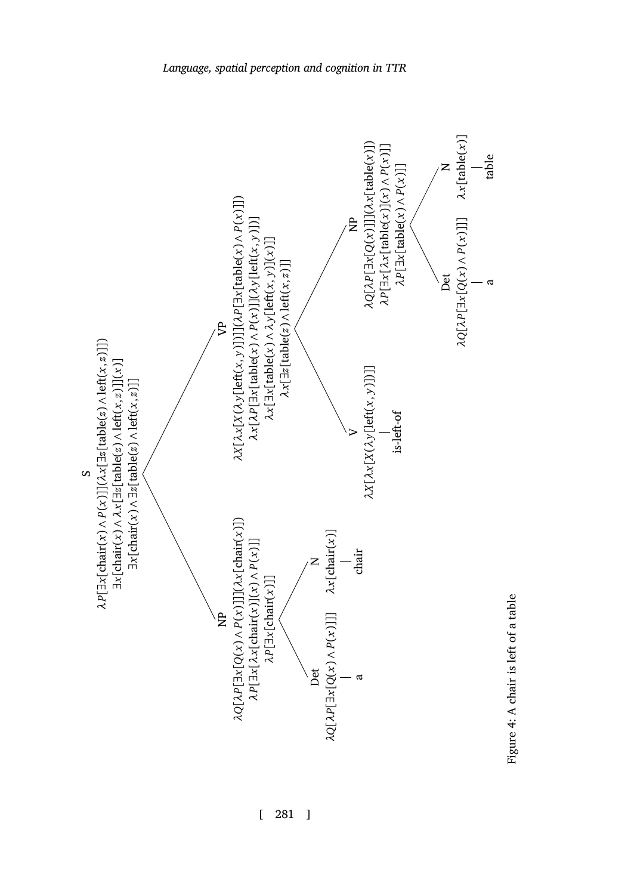- **S**
  $\lambda P[\exists x[\text{chair}(x) \wedge P(x)]](\lambda x[\exists z[\text{table}(z) \wedge \text{left}(x,z)]])$
  $\exists x[\text{chair}(x) \wedge \lambda x[\exists z[\text{table}(z) \wedge \text{left}(x,z)]](x)]$
  $\exists x[\text{chair}(x) \wedge \exists z[\text{table}(z) \wedge \text{left}(x,z)]]$
  - **NP**
    $\lambda Q[\lambda P[\exists x[Q(x) \wedge P(x)]]](\lambda x[\text{chair}(x)])$
    $\lambda P[\exists x[\lambda x[\text{chair}(x)](x) \wedge P(x)]]$
    $\lambda P[\exists x[\text{chair}(x)]]$
    - **Det**
      $\lambda Q[\lambda P[\exists x[Q(x) \wedge P(x)]]]$
      - a
    - **N**
      $\lambda x[\text{chair}(x)]$
      - chair
  - **VP**
    $\lambda X[\lambda x[X(\lambda y[\text{left}(x,y)])]](\lambda P[\exists x[\text{table}(x) \wedge P(x)]])$
    $\lambda x[\lambda P[\exists x[\text{table}(x) \wedge P(x)]](\lambda y[\text{left}(x,y)])]$
    $\lambda x[\exists x[\text{table}(x) \wedge \lambda y[\text{left}(x,y)](x)]]$
    $\lambda x[\exists z[\text{table}(z) \wedge \text{left}(x,z)]]$
    - **V**
      $\lambda X[\lambda x[X(\lambda y[\text{left}(x,y)])]]$
      - is-left-of
    - **NP**
      $\lambda Q[\lambda P[\exists x[Q(x)]]](\lambda x[\text{table}(x)])$
      $\lambda P[\exists x[\lambda x[\text{table}(x)](x) \wedge P(x)]]$
      $\lambda P[\exists x[\text{table}(x) \wedge P(x)]]$
      - **Det**
        $\lambda Q[\lambda P[\exists x[Q(x) \wedge P(x)]]]$
        - a
      - **N**
        $\lambda x[\text{table}(x)]$
        - table

Figure 4: A chair is left of a table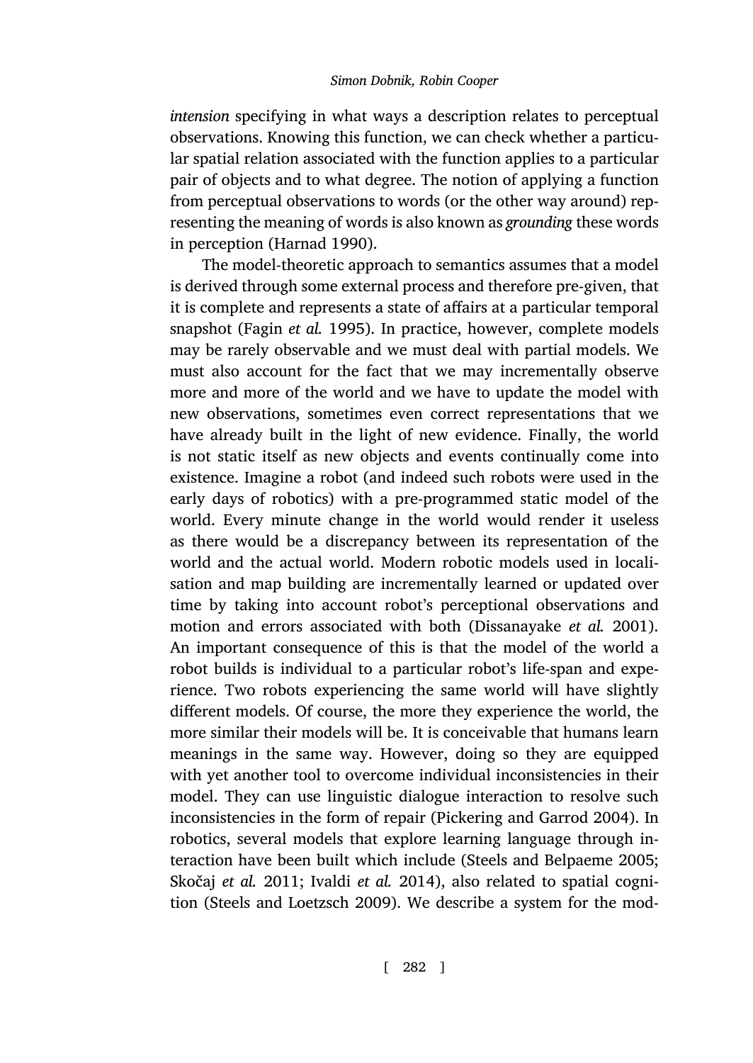*intension* specifying in what ways a description relates to perceptual observations. Knowing this function, we can check whether a particular spatial relation associated with the function applies to a particular pair of objects and to what degree. The notion of applying a function from perceptual observations to words (or the other way around) representing the meaning of words is also known as *grounding* these words in perception (Harnad 1990).

The model-theoretic approach to semantics assumes that a model is derived through some external process and therefore pre-given, that it is complete and represents a state of affairs at a particular temporal snapshot (Fagin *et al.* 1995). In practice, however, complete models may be rarely observable and we must deal with partial models. We must also account for the fact that we may incrementally observe more and more of the world and we have to update the model with new observations, sometimes even correct representations that we have already built in the light of new evidence. Finally, the world is not static itself as new objects and events continually come into existence. Imagine a robot (and indeed such robots were used in the early days of robotics) with a pre-programmed static model of the world. Every minute change in the world would render it useless as there would be a discrepancy between its representation of the world and the actual world. Modern robotic models used in localisation and map building are incrementally learned or updated over time by taking into account robot's perceptional observations and motion and errors associated with both (Dissanayake *et al.* 2001). An important consequence of this is that the model of the world a robot builds is individual to a particular robot's life-span and experience. Two robots experiencing the same world will have slightly different models. Of course, the more they experience the world, the more similar their models will be. It is conceivable that humans learn meanings in the same way. However, doing so they are equipped with yet another tool to overcome individual inconsistencies in their model. They can use linguistic dialogue interaction to resolve such inconsistencies in the form of repair (Pickering and Garrod 2004). In robotics, several models that explore learning language through interaction have been built which include (Steels and Belpaeme 2005; Skočaj *et al.* 2011; Ivaldi *et al.* 2014), also related to spatial cognition (Steels and Loetzsch 2009). We describe a system for the mod-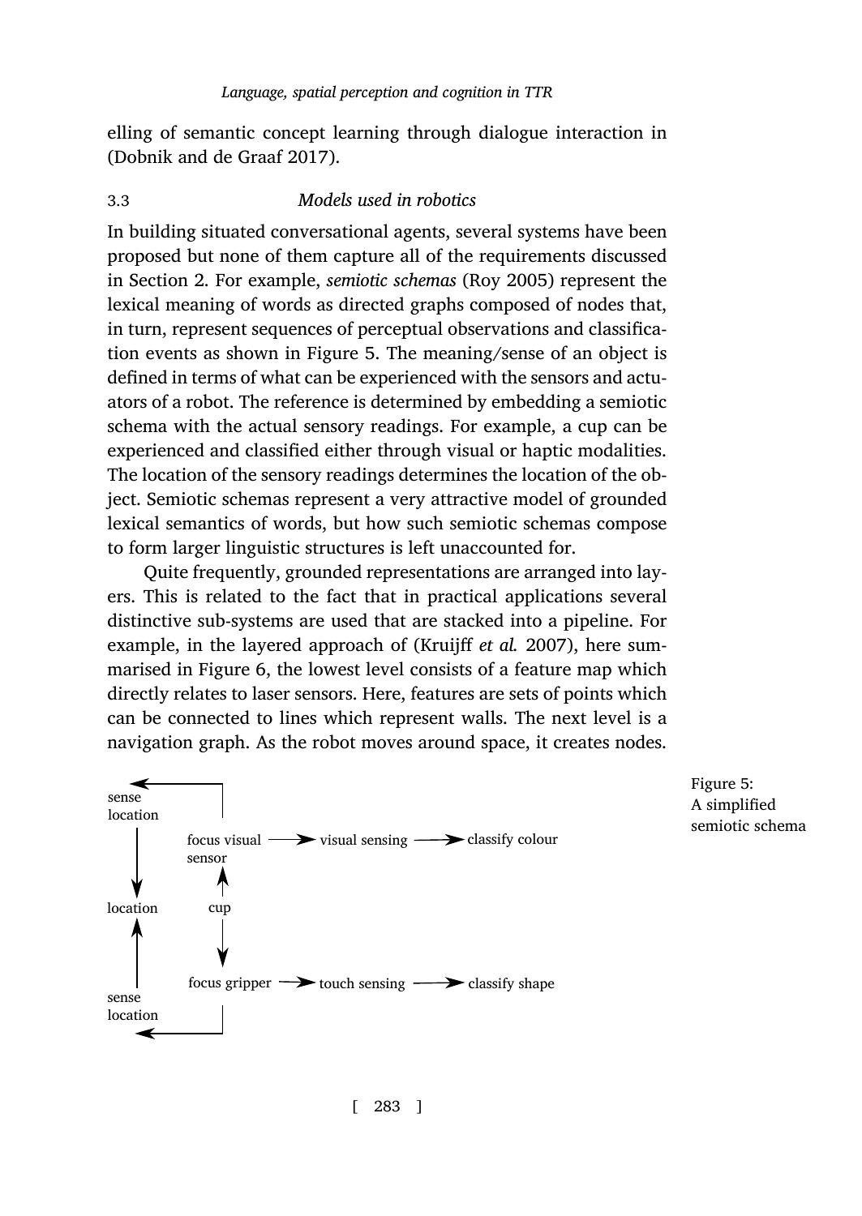elling of semantic concept learning through dialogue interaction in (Dobnik and de Graaf 2017).

### 3.3 *Models used in robotics*

In building situated conversational agents, several systems have been proposed but none of them capture all of the requirements discussed in Section 2. For example, *semiotic schemas* (Roy 2005) represent the lexical meaning of words as directed graphs composed of nodes that, in turn, represent sequences of perceptual observations and classification events as shown in Figure 5. The meaning/sense of an object is defined in terms of what can be experienced with the sensors and actuators of a robot. The reference is determined by embedding a semiotic schema with the actual sensory readings. For example, a cup can be experienced and classified either through visual or haptic modalities. The location of the sensory readings determines the location of the object. Semiotic schemas represent a very attractive model of grounded lexical semantics of words, but how such semiotic schemas compose to form larger linguistic structures is left unaccounted for.

Quite frequently, grounded representations are arranged into layers. This is related to the fact that in practical applications several distinctive sub-systems are used that are stacked into a pipeline. For example, in the layered approach of (Kruijff *et al.* 2007), here summarised in Figure 6, the lowest level consists of a feature map which directly relates to laser sensors. Here, features are sets of points which can be connected to lines which represent walls. The next level is a navigation graph. As the robot moves around space, it creates nodes.

```
sense    <-------------+
location               |
   |          focus visual ---> visual sensing ---> classify colour
   |          sensor
   v             ^
location        cup
   ^             |
   |             v
   |          focus gripper ---> touch sensing ---> classify shape
sense                  |
location <-------------+
```

Figure 5: A simplified semiotic schema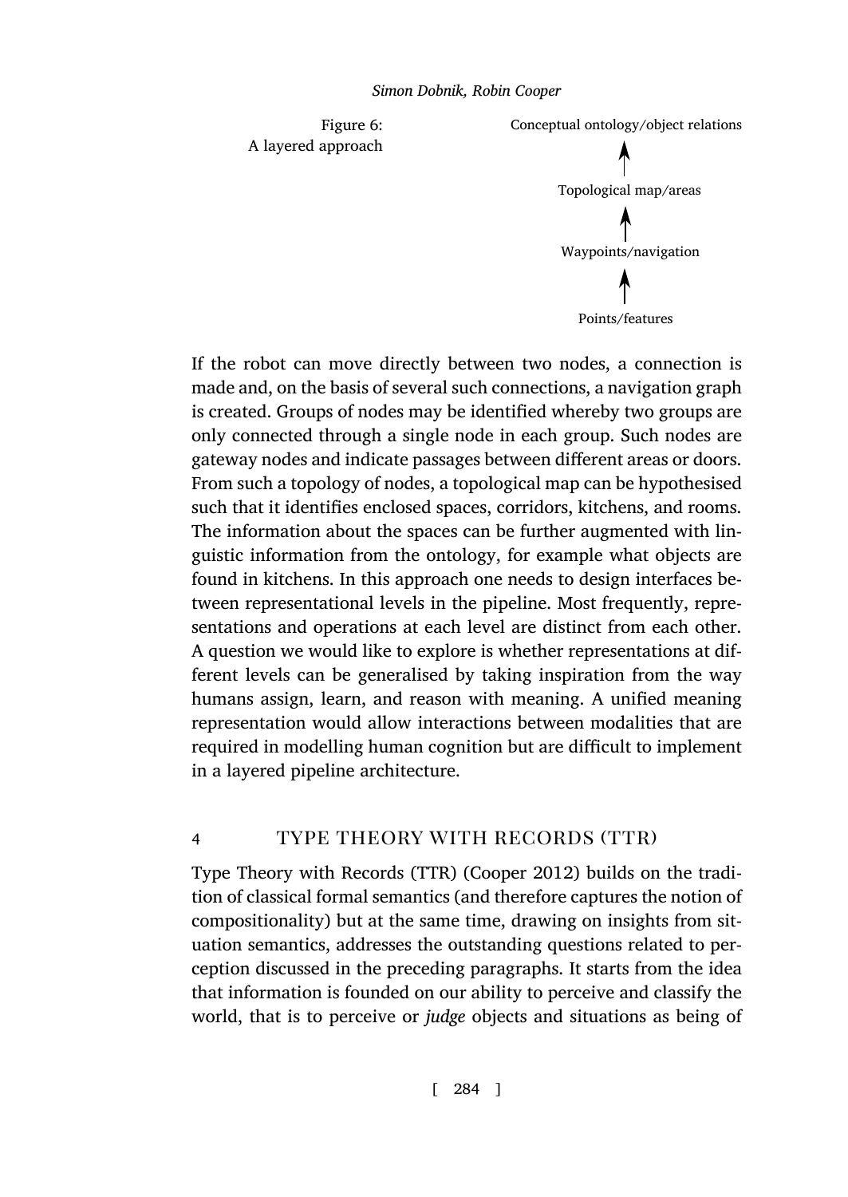Figure 6:
A layered approach

Conceptual ontology/object relations

↑

Topological map/areas

↑

Waypoints/navigation

↑

Points/features

If the robot can move directly between two nodes, a connection is made and, on the basis of several such connections, a navigation graph is created. Groups of nodes may be identified whereby two groups are only connected through a single node in each group. Such nodes are gateway nodes and indicate passages between different areas or doors. From such a topology of nodes, a topological map can be hypothesised such that it identifies enclosed spaces, corridors, kitchens, and rooms. The information about the spaces can be further augmented with linguistic information from the ontology, for example what objects are found in kitchens. In this approach one needs to design interfaces between representational levels in the pipeline. Most frequently, representations and operations at each level are distinct from each other. A question we would like to explore is whether representations at different levels can be generalised by taking inspiration from the way humans assign, learn, and reason with meaning. A unified meaning representation would allow interactions between modalities that are required in modelling human cognition but are difficult to implement in a layered pipeline architecture.

## 4 TYPE THEORY WITH RECORDS (TTR)

Type Theory with Records (TTR) (Cooper 2012) builds on the tradition of classical formal semantics (and therefore captures the notion of compositionality) but at the same time, drawing on insights from situation semantics, addresses the outstanding questions related to perception discussed in the preceding paragraphs. It starts from the idea that information is founded on our ability to perceive and classify the world, that is to perceive or *judge* objects and situations as being of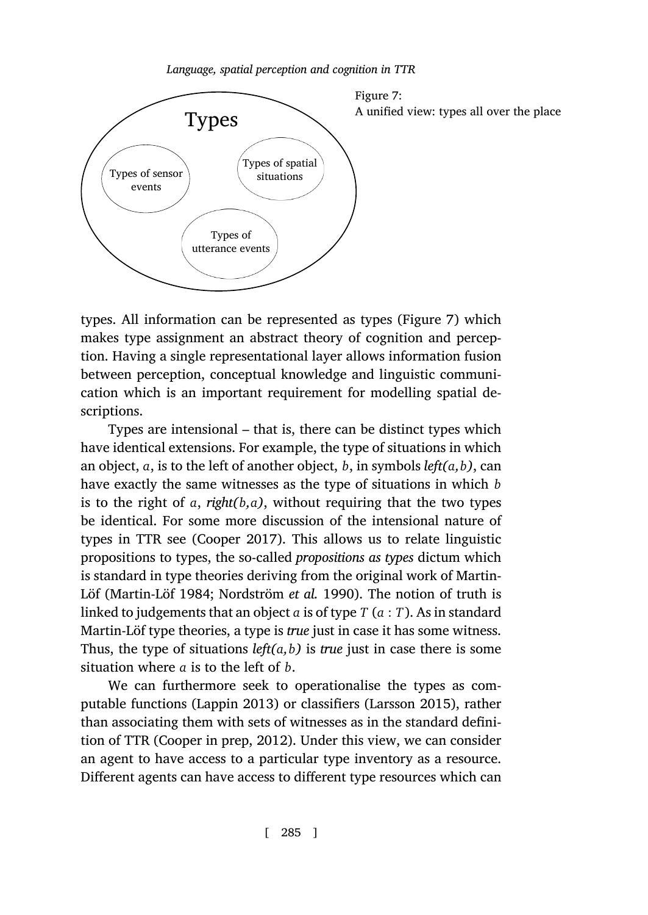Figure 7:
A unified view: types all over the place

types. All information can be represented as types (Figure 7) which makes type assignment an abstract theory of cognition and perception. Having a single representational layer allows information fusion between perception, conceptual knowledge and linguistic communication which is an important requirement for modelling spatial descriptions.

Types are intensional – that is, there can be distinct types which have identical extensions. For example, the type of situations in which an object, $a$, is to the left of another object, $b$, in symbols *left(a, b)*, can have exactly the same witnesses as the type of situations in which $b$ is to the right of $a$, *right(b, a)*, without requiring that the two types be identical. For some more discussion of the intensional nature of types in TTR see (Cooper 2017). This allows us to relate linguistic propositions to types, the so-called *propositions as types* dictum which is standard in type theories deriving from the original work of Martin-Löf (Martin-Löf 1984; Nordström *et al.* 1990). The notion of truth is linked to judgements that an object $a$ is of type $T$ ($a : T$). As in standard Martin-Löf type theories, a type is *true* just in case it has some witness. Thus, the type of situations *left(a, b)* is *true* just in case there is some situation where $a$ is to the left of $b$.

We can furthermore seek to operationalise the types as computable functions (Lappin 2013) or classifiers (Larsson 2015), rather than associating them with sets of witnesses as in the standard definition of TTR (Cooper in prep, 2012). Under this view, we can consider an agent to have access to a particular type inventory as a resource. Different agents can have access to different type resources which can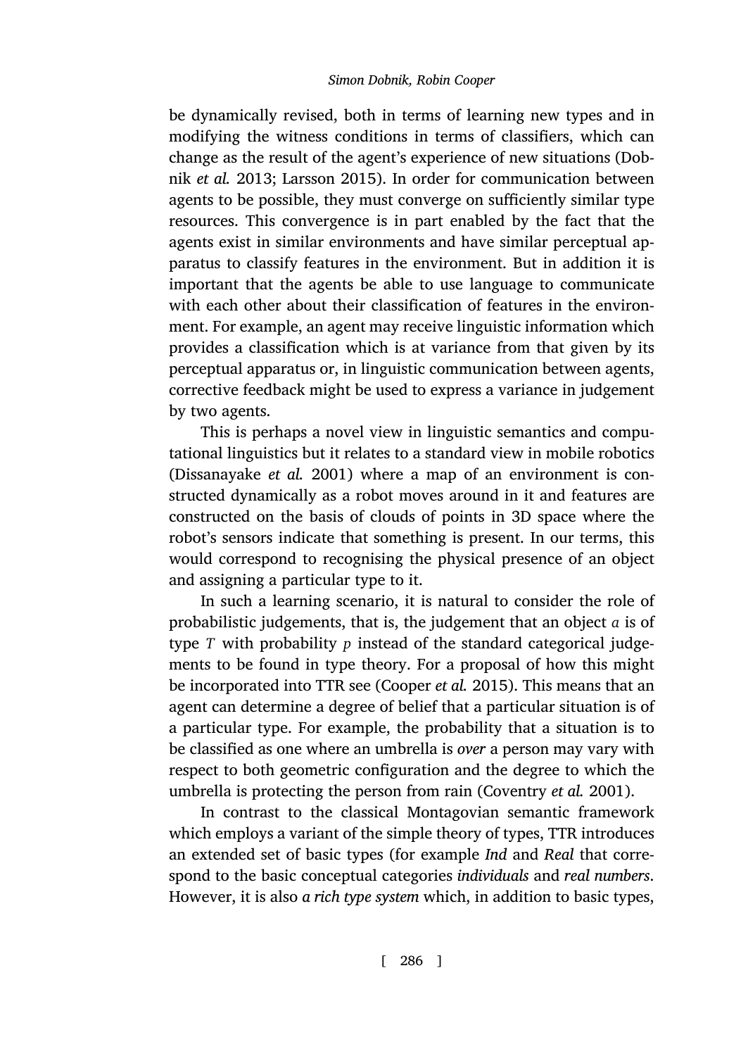be dynamically revised, both in terms of learning new types and in modifying the witness conditions in terms of classifiers, which can change as the result of the agent's experience of new situations (Dobnik *et al.* 2013; Larsson 2015). In order for communication between agents to be possible, they must converge on sufficiently similar type resources. This convergence is in part enabled by the fact that the agents exist in similar environments and have similar perceptual apparatus to classify features in the environment. But in addition it is important that the agents be able to use language to communicate with each other about their classification of features in the environment. For example, an agent may receive linguistic information which provides a classification which is at variance from that given by its perceptual apparatus or, in linguistic communication between agents, corrective feedback might be used to express a variance in judgement by two agents.

This is perhaps a novel view in linguistic semantics and computational linguistics but it relates to a standard view in mobile robotics (Dissanayake *et al.* 2001) where a map of an environment is constructed dynamically as a robot moves around in it and features are constructed on the basis of clouds of points in 3D space where the robot's sensors indicate that something is present. In our terms, this would correspond to recognising the physical presence of an object and assigning a particular type to it.

In such a learning scenario, it is natural to consider the role of probabilistic judgements, that is, the judgement that an object $a$ is of type $T$ with probability $p$ instead of the standard categorical judgements to be found in type theory. For a proposal of how this might be incorporated into TTR see (Cooper *et al.* 2015). This means that an agent can determine a degree of belief that a particular situation is of a particular type. For example, the probability that a situation is to be classified as one where an umbrella is *over* a person may vary with respect to both geometric configuration and the degree to which the umbrella is protecting the person from rain (Coventry *et al.* 2001).

In contrast to the classical Montagovian semantic framework which employs a variant of the simple theory of types, TTR introduces an extended set of basic types (for example *Ind* and *Real* that correspond to the basic conceptual categories *individuals* and *real numbers*. However, it is also *a rich type system* which, in addition to basic types,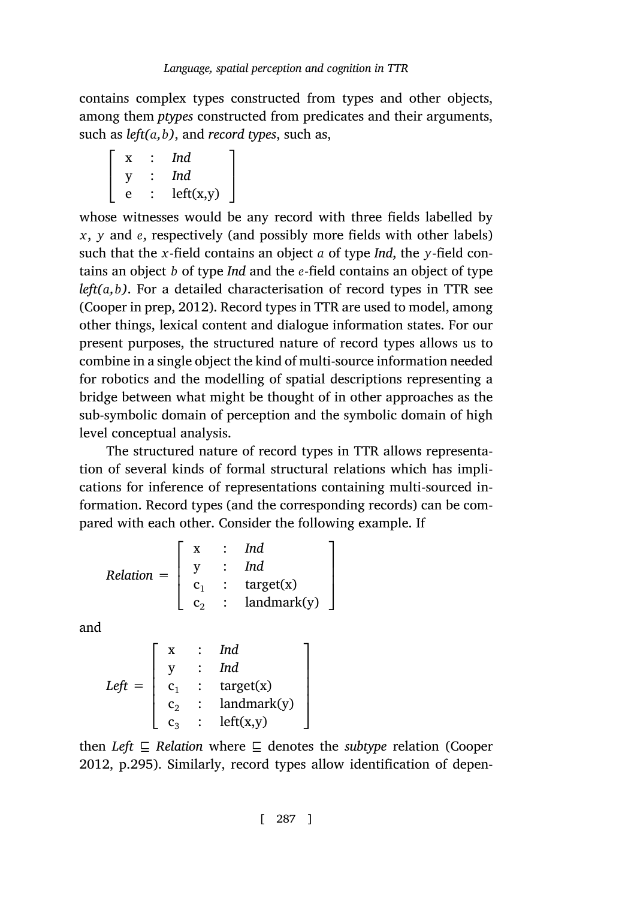contains complex types constructed from types and other objects, among them *ptypes* constructed from predicates and their arguments, such as *left(a,b)*, and *record types*, such as,

$$\begin{bmatrix} \text{x} & : & \textit{Ind} \\ \text{y} & : & \textit{Ind} \\ \text{e} & : & \text{left(x,y)} \end{bmatrix}$$

whose witnesses would be any record with three fields labelled by $x$, $y$ and $e$, respectively (and possibly more fields with other labels) such that the $x$-field contains an object $a$ of type *Ind*, the $y$-field contains an object $b$ of type *Ind* and the $e$-field contains an object of type *left(a,b)*. For a detailed characterisation of record types in TTR see (Cooper in prep, 2012). Record types in TTR are used to model, among other things, lexical content and dialogue information states. For our present purposes, the structured nature of record types allows us to combine in a single object the kind of multi-source information needed for robotics and the modelling of spatial descriptions representing a bridge between what might be thought of in other approaches as the sub-symbolic domain of perception and the symbolic domain of high level conceptual analysis.

The structured nature of record types in TTR allows representation of several kinds of formal structural relations which has implications for inference of representations containing multi-sourced information. Record types (and the corresponding records) can be compared with each other. Consider the following example. If

$$\textit{Relation} = \begin{bmatrix} \text{x} & : & \textit{Ind} \\ \text{y} & : & \textit{Ind} \\ \text{c}_1 & : & \text{target(x)} \\ \text{c}_2 & : & \text{landmark(y)} \end{bmatrix}$$

and

$$\textit{Left} = \begin{bmatrix} \text{x} & : & \textit{Ind} \\ \text{y} & : & \textit{Ind} \\ \text{c}_1 & : & \text{target(x)} \\ \text{c}_2 & : & \text{landmark(y)} \\ \text{c}_3 & : & \text{left(x,y)} \end{bmatrix}$$

then $\textit{Left} \sqsubseteq \textit{Relation}$ where $\sqsubseteq$ denotes the *subtype* relation (Cooper 2012, p.295). Similarly, record types allow identification of depen-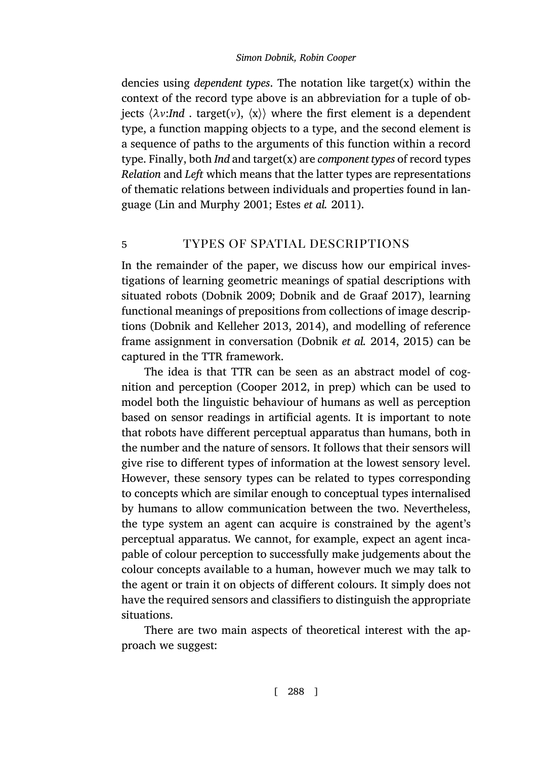dencies using *dependent types*. The notation like target(x) within the context of the record type above is an abbreviation for a tuple of objects $\langle \lambda v{:}\mathit{Ind}\ .\ \text{target}(v),\ \langle \text{x} \rangle \rangle$ where the first element is a dependent type, a function mapping objects to a type, and the second element is a sequence of paths to the arguments of this function within a record type. Finally, both *Ind* and target(x) are *component types* of record types *Relation* and *Left* which means that the latter types are representations of thematic relations between individuals and properties found in language (Lin and Murphy 2001; Estes *et al.* 2011).

## 5 TYPES OF SPATIAL DESCRIPTIONS

In the remainder of the paper, we discuss how our empirical investigations of learning geometric meanings of spatial descriptions with situated robots (Dobnik 2009; Dobnik and de Graaf 2017), learning functional meanings of prepositions from collections of image descriptions (Dobnik and Kelleher 2013, 2014), and modelling of reference frame assignment in conversation (Dobnik *et al.* 2014, 2015) can be captured in the TTR framework.

The idea is that TTR can be seen as an abstract model of cognition and perception (Cooper 2012, in prep) which can be used to model both the linguistic behaviour of humans as well as perception based on sensor readings in artificial agents. It is important to note that robots have different perceptual apparatus than humans, both in the number and the nature of sensors. It follows that their sensors will give rise to different types of information at the lowest sensory level. However, these sensory types can be related to types corresponding to concepts which are similar enough to conceptual types internalised by humans to allow communication between the two. Nevertheless, the type system an agent can acquire is constrained by the agent's perceptual apparatus. We cannot, for example, expect an agent incapable of colour perception to successfully make judgements about the colour concepts available to a human, however much we may talk to the agent or train it on objects of different colours. It simply does not have the required sensors and classifiers to distinguish the appropriate situations.

There are two main aspects of theoretical interest with the approach we suggest: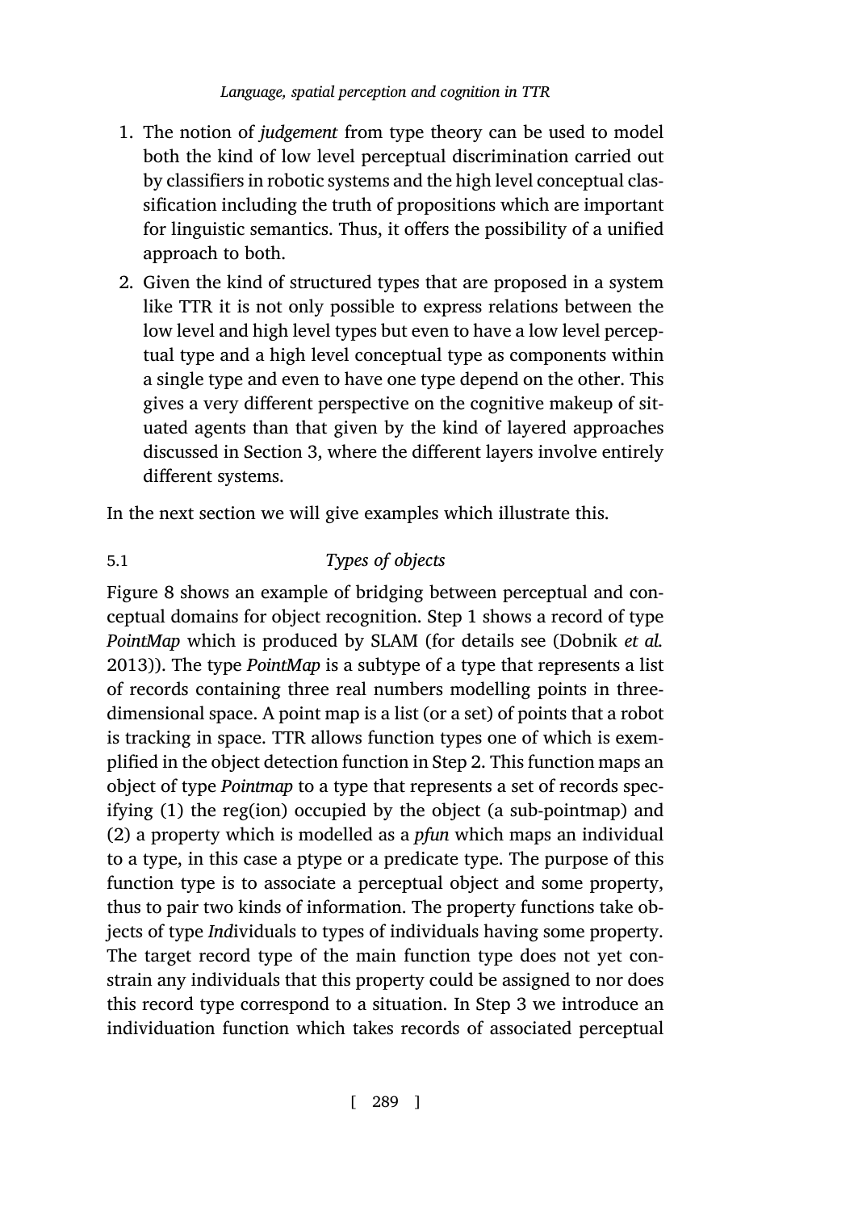1. The notion of *judgement* from type theory can be used to model both the kind of low level perceptual discrimination carried out by classifiers in robotic systems and the high level conceptual classification including the truth of propositions which are important for linguistic semantics. Thus, it offers the possibility of a unified approach to both.
2. Given the kind of structured types that are proposed in a system like TTR it is not only possible to express relations between the low level and high level types but even to have a low level perceptual type and a high level conceptual type as components within a single type and even to have one type depend on the other. This gives a very different perspective on the cognitive makeup of situated agents than that given by the kind of layered approaches discussed in Section 3, where the different layers involve entirely different systems.

In the next section we will give examples which illustrate this.

### 5.1 *Types of objects*

Figure 8 shows an example of bridging between perceptual and conceptual domains for object recognition. Step 1 shows a record of type *PointMap* which is produced by SLAM (for details see (Dobnik *et al.* 2013)). The type *PointMap* is a subtype of a type that represents a list of records containing three real numbers modelling points in three-dimensional space. A point map is a list (or a set) of points that a robot is tracking in space. TTR allows function types one of which is exemplified in the object detection function in Step 2. This function maps an object of type *Pointmap* to a type that represents a set of records specifying (1) the reg(ion) occupied by the object (a sub-pointmap) and (2) a property which is modelled as a *pfun* which maps an individual to a type, in this case a ptype or a predicate type. The purpose of this function type is to associate a perceptual object and some property, thus to pair two kinds of information. The property functions take objects of type *Ind*ividuals to types of individuals having some property. The target record type of the main function type does not yet constrain any individuals that this property could be assigned to nor does this record type correspond to a situation. In Step 3 we introduce an individuation function which takes records of associated perceptual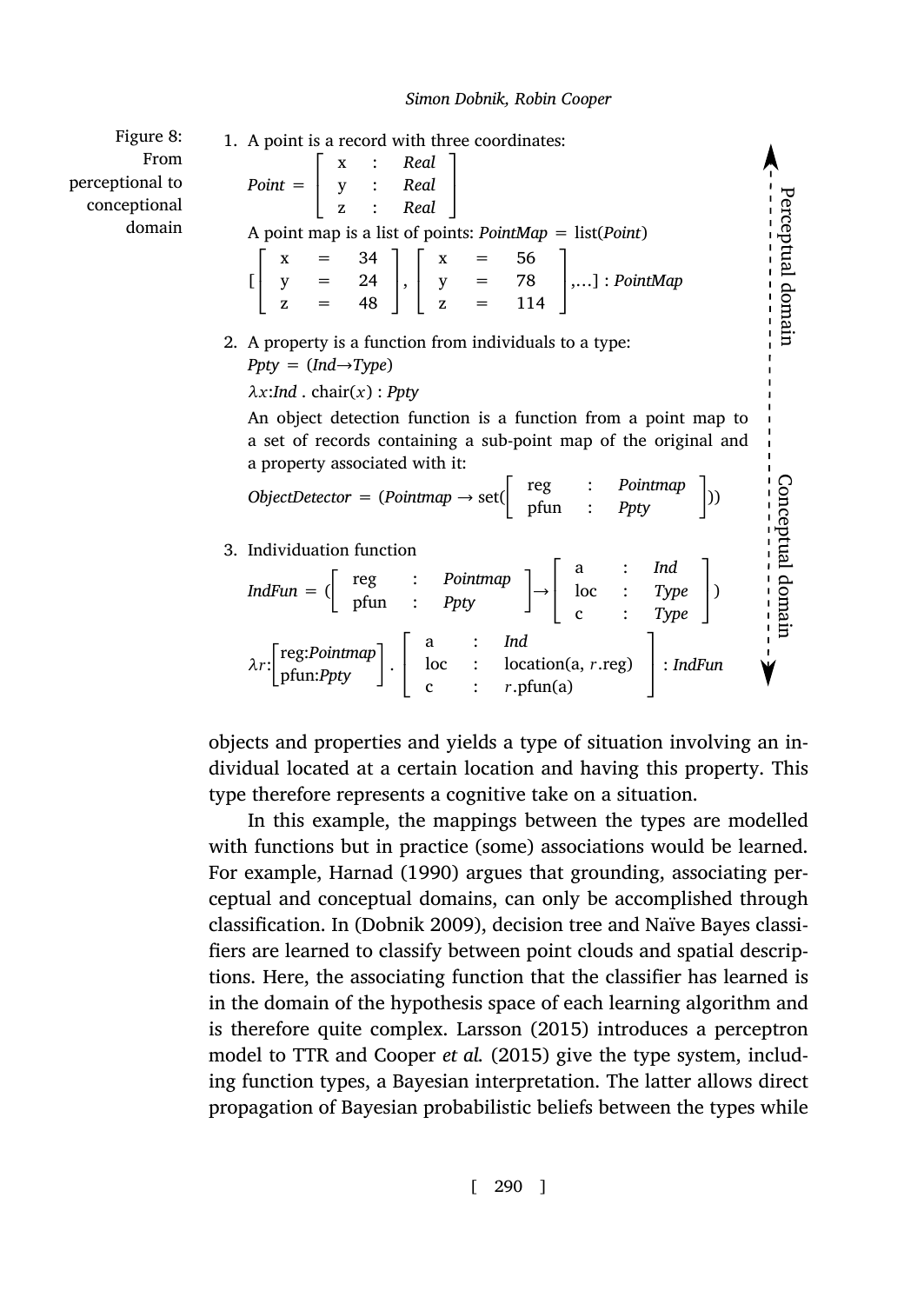Figure 8: From perceptional to conceptional domain

1. A point is a record with three coordinates:

$$Point = \begin{bmatrix} \text{x} & : & Real \\ \text{y} & : & Real \\ \text{z} & : & Real \end{bmatrix}$$

   A point map is a list of points: *PointMap* = list(*Point*)

$$[\begin{bmatrix} \text{x} & = & 34 \\ \text{y} & = & 24 \\ \text{z} & = & 48 \end{bmatrix}, \begin{bmatrix} \text{x} & = & 56 \\ \text{y} & = & 78 \\ \text{z} & = & 114 \end{bmatrix}, \ldots] : PointMap$$

2. A property is a function from individuals to a type:

   $Ppty = (Ind \rightarrow Type)$

   $\lambda x{:}Ind \;.\; \text{chair}(x) : Ppty$

   An object detection function is a function from a point map to a set of records containing a sub-point map of the original and a property associated with it:

$$ObjectDetector = (Pointmap \rightarrow \text{set}(\begin{bmatrix} \text{reg} & : & Pointmap \\ \text{pfun} & : & Ppty \end{bmatrix}))$$

3. Individuation function

$$IndFun = (\begin{bmatrix} \text{reg} & : & Pointmap \\ \text{pfun} & : & Ppty \end{bmatrix} \rightarrow \begin{bmatrix} \text{a} & : & Ind \\ \text{loc} & : & Type \\ \text{c} & : & Type \end{bmatrix})$$

$$\lambda r{:}\begin{bmatrix} \text{reg:}Pointmap \\ \text{pfun:}Ppty \end{bmatrix} . \begin{bmatrix} \text{a} & : & Ind \\ \text{loc} & : & \text{location(a, } r\text{.reg)} \\ \text{c} & : & r\text{.pfun(a)} \end{bmatrix} : IndFun$$

Perceptual domain ↕ Conceptual domain

objects and properties and yields a type of situation involving an individual located at a certain location and having this property. This type therefore represents a cognitive take on a situation.

In this example, the mappings between the types are modelled with functions but in practice (some) associations would be learned. For example, Harnad (1990) argues that grounding, associating perceptual and conceptual domains, can only be accomplished through classification. In (Dobnik 2009), decision tree and Naïve Bayes classifiers are learned to classify between point clouds and spatial descriptions. Here, the associating function that the classifier has learned is in the domain of the hypothesis space of each learning algorithm and is therefore quite complex. Larsson (2015) introduces a perceptron model to TTR and Cooper *et al.* (2015) give the type system, including function types, a Bayesian interpretation. The latter allows direct propagation of Bayesian probabilistic beliefs between the types while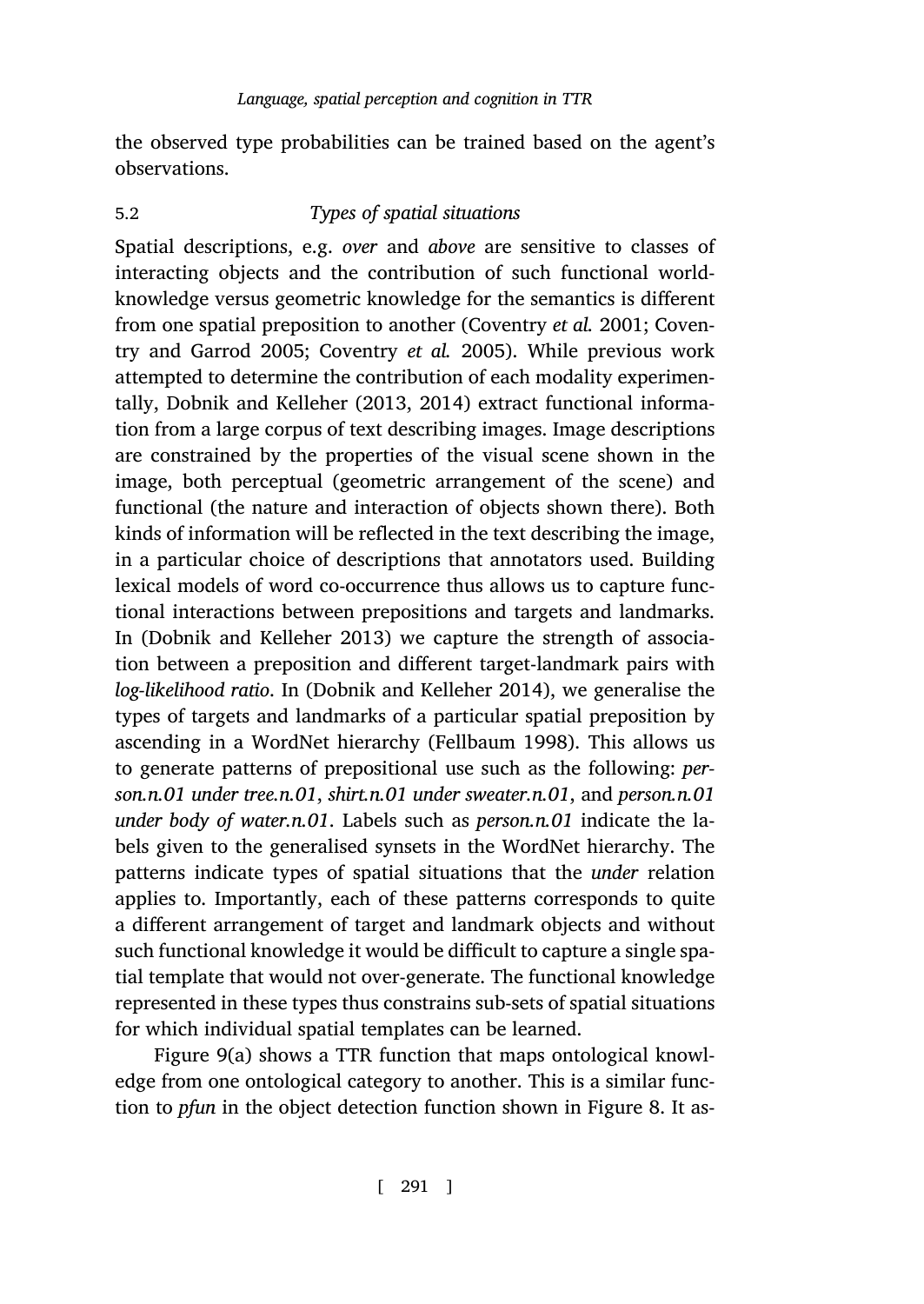the observed type probabilities can be trained based on the agent's observations.

### 5.2 Types of spatial situations

Spatial descriptions, e.g. *over* and *above* are sensitive to classes of interacting objects and the contribution of such functional world-knowledge versus geometric knowledge for the semantics is different from one spatial preposition to another (Coventry *et al.* 2001; Coventry and Garrod 2005; Coventry *et al.* 2005). While previous work attempted to determine the contribution of each modality experimentally, Dobnik and Kelleher (2013, 2014) extract functional information from a large corpus of text describing images. Image descriptions are constrained by the properties of the visual scene shown in the image, both perceptual (geometric arrangement of the scene) and functional (the nature and interaction of objects shown there). Both kinds of information will be reflected in the text describing the image, in a particular choice of descriptions that annotators used. Building lexical models of word co-occurrence thus allows us to capture functional interactions between prepositions and targets and landmarks. In (Dobnik and Kelleher 2013) we capture the strength of association between a preposition and different target-landmark pairs with *log-likelihood ratio*. In (Dobnik and Kelleher 2014), we generalise the types of targets and landmarks of a particular spatial preposition by ascending in a WordNet hierarchy (Fellbaum 1998). This allows us to generate patterns of prepositional use such as the following: *person.n.01 under tree.n.01*, *shirt.n.01 under sweater.n.01*, and *person.n.01 under body of water.n.01*. Labels such as *person.n.01* indicate the labels given to the generalised synsets in the WordNet hierarchy. The patterns indicate types of spatial situations that the *under* relation applies to. Importantly, each of these patterns corresponds to quite a different arrangement of target and landmark objects and without such functional knowledge it would be difficult to capture a single spatial template that would not over-generate. The functional knowledge represented in these types thus constrains sub-sets of spatial situations for which individual spatial templates can be learned.

Figure 9(a) shows a TTR function that maps ontological knowledge from one ontological category to another. This is a similar function to *pfun* in the object detection function shown in Figure 8. It as-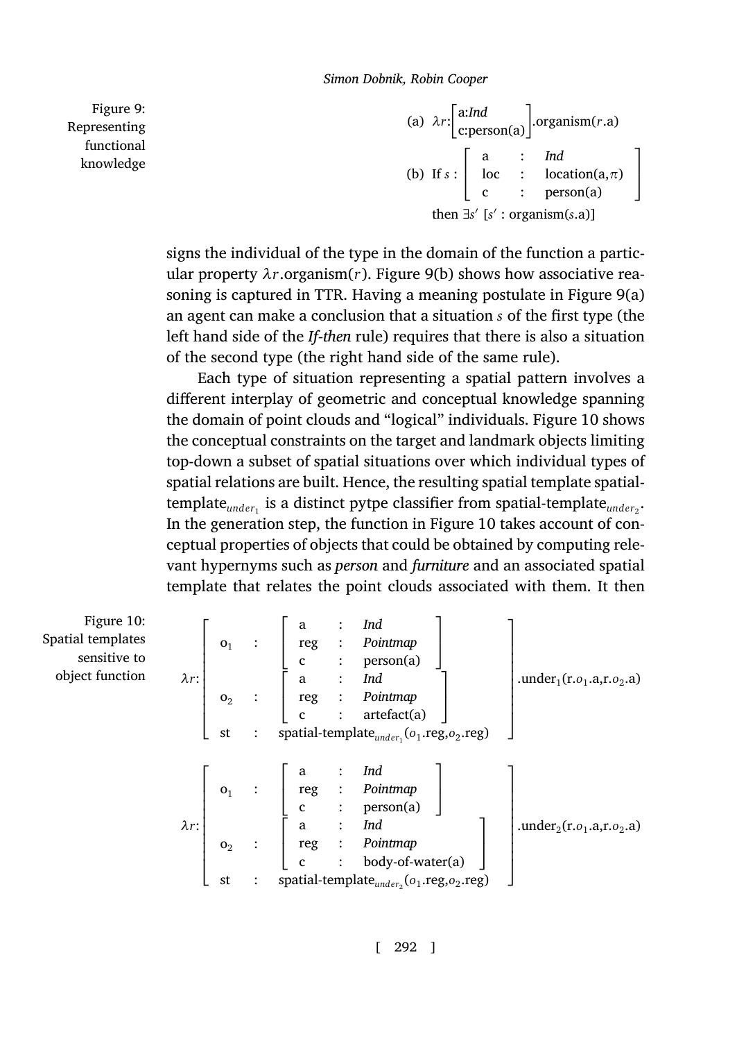Figure 9: Representing functional knowledge

$$\text{(a)}\ \ \lambda r{:}\begin{bmatrix}\text{a:}\mathit{Ind}\\ \text{c:person(a)}\end{bmatrix}.\text{organism}(r.\text{a})$$

$$\text{(b) If } s : \begin{bmatrix}\text{a} & : & \mathit{Ind}\\ \text{loc} & : & \text{location(a},\pi)\\ \text{c} & : & \text{person(a)}\end{bmatrix}$$

$$\text{then } \exists s'\ [s' : \text{organism}(s.\text{a})]$$

signs the individual of the type in the domain of the function a particular property $\lambda r.\text{organism}(r)$. Figure 9(b) shows how associative reasoning is captured in TTR. Having a meaning postulate in Figure 9(a) an agent can make a conclusion that a situation $s$ of the first type (the left hand side of the *If-then* rule) requires that there is also a situation of the second type (the right hand side of the same rule).

Each type of situation representing a spatial pattern involves a different interplay of geometric and conceptual knowledge spanning the domain of point clouds and "logical" individuals. Figure 10 shows the conceptual constraints on the target and landmark objects limiting top-down a subset of spatial situations over which individual types of spatial relations are built. Hence, the resulting spatial template spatial-template$_{under_1}$ is a distinct pytpe classifier from spatial-template$_{under_2}$. In the generation step, the function in Figure 10 takes account of conceptual properties of objects that could be obtained by computing relevant hypernyms such as *person* and *furniture* and an associated spatial template that relates the point clouds associated with them. It then

Figure 10: Spatial templates sensitive to object function

$$\lambda r{:}\begin{bmatrix}\text{o}_1 & : & \begin{bmatrix}\text{a} & : & \mathit{Ind}\\ \text{reg} & : & \mathit{Pointmap}\\ \text{c} & : & \text{person(a)}\end{bmatrix}\\ \text{o}_2 & : & \begin{bmatrix}\text{a} & : & \mathit{Ind}\\ \text{reg} & : & \mathit{Pointmap}\\ \text{c} & : & \text{artefact(a)}\end{bmatrix}\\ \text{st} & : & \text{spatial-template}_{under_1}(o_1.\text{reg},o_2.\text{reg})\end{bmatrix}.\text{under}_1(\text{r}.o_1.\text{a},\text{r}.o_2.\text{a})$$

$$\lambda r{:}\begin{bmatrix}\text{o}_1 & : & \begin{bmatrix}\text{a} & : & \mathit{Ind}\\ \text{reg} & : & \mathit{Pointmap}\\ \text{c} & : & \text{person(a)}\end{bmatrix}\\ \text{o}_2 & : & \begin{bmatrix}\text{a} & : & \mathit{Ind}\\ \text{reg} & : & \mathit{Pointmap}\\ \text{c} & : & \text{body-of-water(a)}\end{bmatrix}\\ \text{st} & : & \text{spatial-template}_{under_2}(o_1.\text{reg},o_2.\text{reg})\end{bmatrix}.\text{under}_2(\text{r}.o_1.\text{a},\text{r}.o_2.\text{a})$$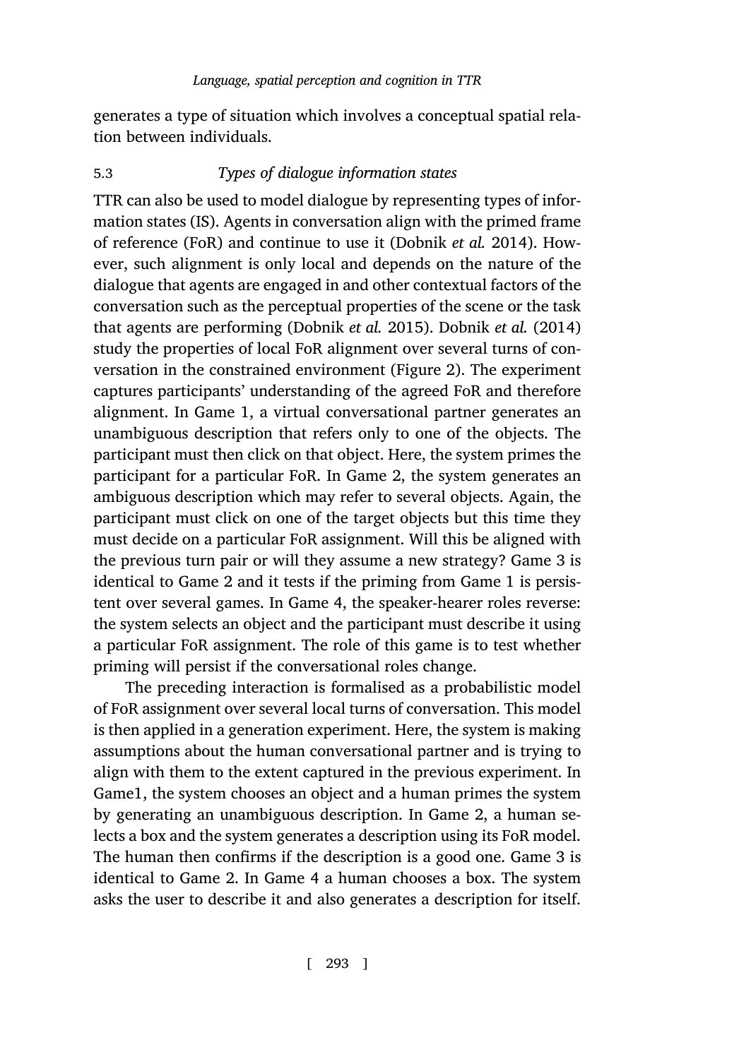generates a type of situation which involves a conceptual spatial relation between individuals.

### 5.3 *Types of dialogue information states*

TTR can also be used to model dialogue by representing types of information states (IS). Agents in conversation align with the primed frame of reference (FoR) and continue to use it (Dobnik *et al.* 2014). However, such alignment is only local and depends on the nature of the dialogue that agents are engaged in and other contextual factors of the conversation such as the perceptual properties of the scene or the task that agents are performing (Dobnik *et al.* 2015). Dobnik *et al.* (2014) study the properties of local FoR alignment over several turns of conversation in the constrained environment (Figure 2). The experiment captures participants' understanding of the agreed FoR and therefore alignment. In Game 1, a virtual conversational partner generates an unambiguous description that refers only to one of the objects. The participant must then click on that object. Here, the system primes the participant for a particular FoR. In Game 2, the system generates an ambiguous description which may refer to several objects. Again, the participant must click on one of the target objects but this time they must decide on a particular FoR assignment. Will this be aligned with the previous turn pair or will they assume a new strategy? Game 3 is identical to Game 2 and it tests if the priming from Game 1 is persistent over several games. In Game 4, the speaker-hearer roles reverse: the system selects an object and the participant must describe it using a particular FoR assignment. The role of this game is to test whether priming will persist if the conversational roles change.

The preceding interaction is formalised as a probabilistic model of FoR assignment over several local turns of conversation. This model is then applied in a generation experiment. Here, the system is making assumptions about the human conversational partner and is trying to align with them to the extent captured in the previous experiment. In Game1, the system chooses an object and a human primes the system by generating an unambiguous description. In Game 2, a human selects a box and the system generates a description using its FoR model. The human then confirms if the description is a good one. Game 3 is identical to Game 2. In Game 4 a human chooses a box. The system asks the user to describe it and also generates a description for itself.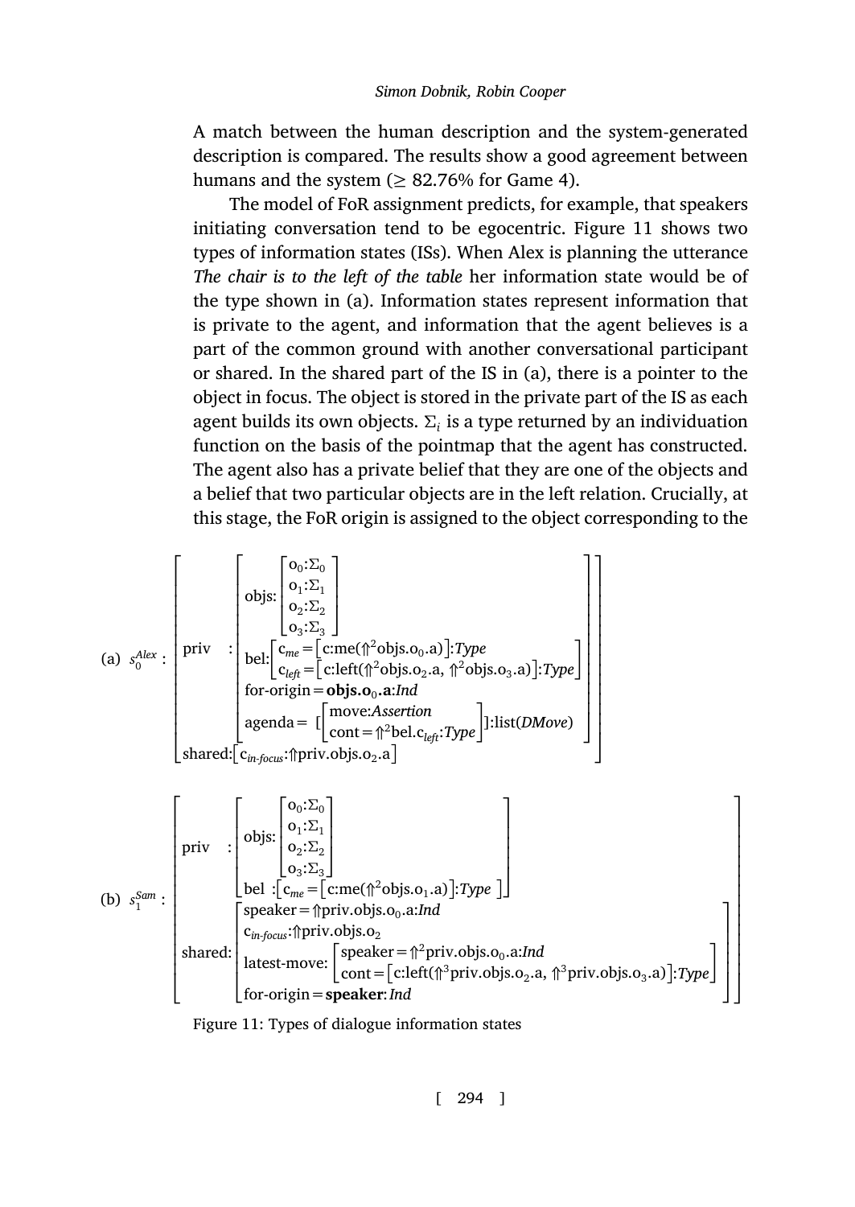A match between the human description and the system-generated description is compared. The results show a good agreement between humans and the system (≥ 82.76% for Game 4).

The model of FoR assignment predicts, for example, that speakers initiating conversation tend to be egocentric. Figure 11 shows two types of information states (ISs). When Alex is planning the utterance *The chair is to the left of the table* her information state would be of the type shown in (a). Information states represent information that is private to the agent, and information that the agent believes is a part of the common ground with another conversational participant or shared. In the shared part of the IS in (a), there is a pointer to the object in focus. The object is stored in the private part of the IS as each agent builds its own objects. $\Sigma_i$ is a type returned by an individuation function on the basis of the pointmap that the agent has constructed. The agent also has a private belief that they are one of the objects and a belief that two particular objects are in the left relation. Crucially, at this stage, the FoR origin is assigned to the object corresponding to the

$$
\text{(a)}\ \ s_0^{Alex}:\left[\begin{array}{l}
\text{priv} \ \ :\left[\begin{array}{l}
\text{objs:}\left[\begin{array}{l} \text{o}_0{:}\Sigma_0\\ \text{o}_1{:}\Sigma_1\\ \text{o}_2{:}\Sigma_2\\ \text{o}_3{:}\Sigma_3 \end{array}\right]\\
\text{bel:}\left[\begin{array}{l} \text{c}_{me} = \left[\text{c:me}(\Uparrow^2\text{objs.o}_0.\text{a})\right]{:}\mathit{Type}\\ \text{c}_{left} = \left[\text{c:left}(\Uparrow^2\text{objs.o}_2.\text{a},\ \Uparrow^2\text{objs.o}_3.\text{a})\right]{:}\mathit{Type} \end{array}\right]\\
\text{for-origin} = \mathbf{objs.o_0.a}{:}\mathit{Ind}\\
\text{agenda} = \ [\left[\begin{array}{l} \text{move:}\mathit{Assertion}\\ \text{cont} = \Uparrow^2\text{bel.c}_{left}{:}\mathit{Type} \end{array}\right]]{:}\text{list}(\mathit{DMove})
\end{array}\right]\\
\text{shared:}\left[\text{c}_{in\text{-}focus}{:}\Uparrow\text{priv.objs.o}_2.\text{a}\right]
\end{array}\right]
$$

$$
\text{(b)}\ \ s_1^{Sam}:\left[\begin{array}{l}
\text{priv} \ \ :\left[\begin{array}{l}
\text{objs:}\left[\begin{array}{l} \text{o}_0{:}\Sigma_0\\ \text{o}_1{:}\Sigma_1\\ \text{o}_2{:}\Sigma_2\\ \text{o}_3{:}\Sigma_3 \end{array}\right]\\
\text{bel}\ :\left[\text{c}_{me} = \left[\text{c:me}(\Uparrow^2\text{objs.o}_1.\text{a})\right]{:}\mathit{Type}\ \right]
\end{array}\right]\\
\text{shared:}\left[\begin{array}{l}
\text{speaker} = \Uparrow\text{priv.objs.o}_0.\text{a}{:}\mathit{Ind}\\
\text{c}_{in\text{-}focus}{:}\Uparrow\text{priv.objs.o}_2\\
\text{latest-move:}\left[\begin{array}{l} \text{speaker} = \Uparrow^2\text{priv.objs.o}_0.\text{a}{:}\mathit{Ind}\\ \text{cont} = \left[\text{c:left}(\Uparrow^3\text{priv.objs.o}_2.\text{a},\ \Uparrow^3\text{priv.objs.o}_3.\text{a})\right]{:}\mathit{Type} \end{array}\right]\\
\text{for-origin} = \mathbf{speaker}{:}\mathit{Ind}
\end{array}\right]
\end{array}\right]
$$

Figure 11: Types of dialogue information states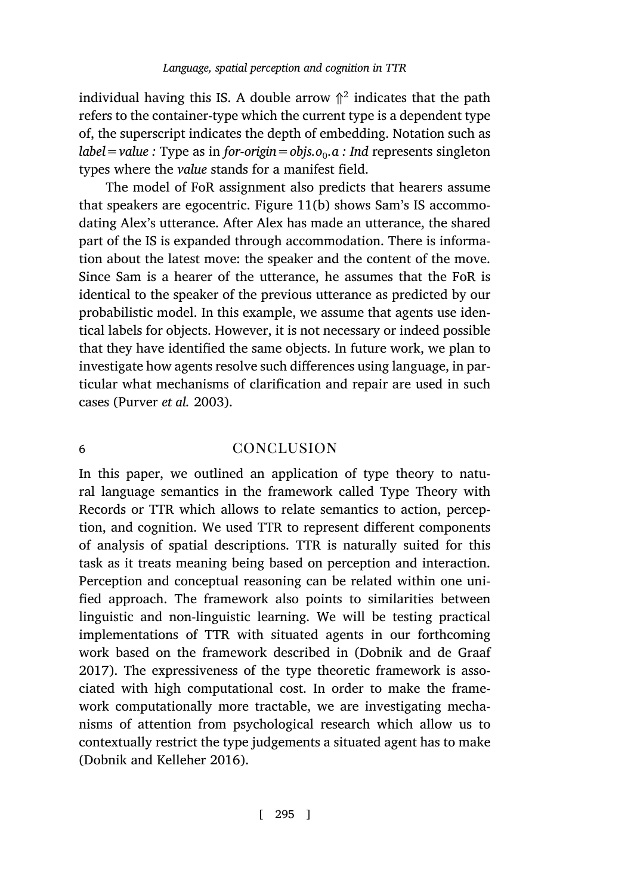individual having this IS. A double arrow $\Uparrow^2$ indicates that the path refers to the container-type which the current type is a dependent type of, the superscript indicates the depth of embedding. Notation such as *label* = *value :* Type as in *for-origin* = *objs.*$o_0$*.a : Ind* represents singleton types where the *value* stands for a manifest field.

The model of FoR assignment also predicts that hearers assume that speakers are egocentric. Figure 11(b) shows Sam's IS accommodating Alex's utterance. After Alex has made an utterance, the shared part of the IS is expanded through accommodation. There is information about the latest move: the speaker and the content of the move. Since Sam is a hearer of the utterance, he assumes that the FoR is identical to the speaker of the previous utterance as predicted by our probabilistic model. In this example, we assume that agents use identical labels for objects. However, it is not necessary or indeed possible that they have identified the same objects. In future work, we plan to investigate how agents resolve such differences using language, in particular what mechanisms of clarification and repair are used in such cases (Purver *et al.* 2003).

## 6 CONCLUSION

In this paper, we outlined an application of type theory to natural language semantics in the framework called Type Theory with Records or TTR which allows to relate semantics to action, perception, and cognition. We used TTR to represent different components of analysis of spatial descriptions. TTR is naturally suited for this task as it treats meaning being based on perception and interaction. Perception and conceptual reasoning can be related within one unified approach. The framework also points to similarities between linguistic and non-linguistic learning. We will be testing practical implementations of TTR with situated agents in our forthcoming work based on the framework described in (Dobnik and de Graaf 2017). The expressiveness of the type theoretic framework is associated with high computational cost. In order to make the framework computationally more tractable, we are investigating mechanisms of attention from psychological research which allow us to contextually restrict the type judgements a situated agent has to make (Dobnik and Kelleher 2016).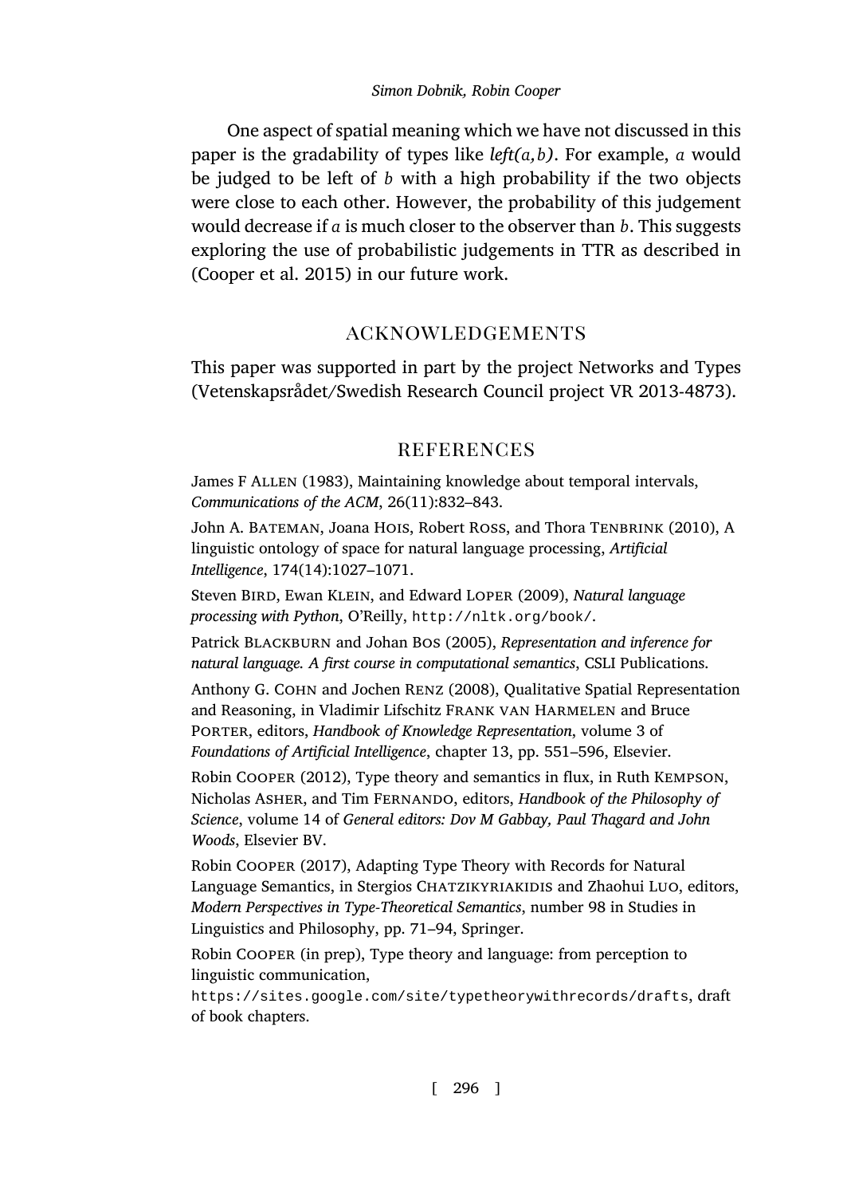One aspect of spatial meaning which we have not discussed in this paper is the gradability of types like *left(a,b)*. For example, $a$ would be judged to be left of $b$ with a high probability if the two objects were close to each other. However, the probability of this judgement would decrease if $a$ is much closer to the observer than $b$. This suggests exploring the use of probabilistic judgements in TTR as described in (Cooper et al. 2015) in our future work.

## ACKNOWLEDGEMENTS

This paper was supported in part by the project Networks and Types (Vetenskapsrådet/Swedish Research Council project VR 2013-4873).

## REFERENCES

James F Allen (1983), Maintaining knowledge about temporal intervals, *Communications of the ACM*, 26(11):832–843.

John A. Bateman, Joana Hois, Robert Ross, and Thora Tenbrink (2010), A linguistic ontology of space for natural language processing, *Artificial Intelligence*, 174(14):1027–1071.

Steven Bird, Ewan Klein, and Edward Loper (2009), *Natural language processing with Python*, O'Reilly, `http://nltk.org/book/`.

Patrick Blackburn and Johan Bos (2005), *Representation and inference for natural language. A first course in computational semantics*, CSLI Publications.

Anthony G. Cohn and Jochen Renz (2008), Qualitative Spatial Representation and Reasoning, in Vladimir Lifschitz Frank van Harmelen and Bruce Porter, editors, *Handbook of Knowledge Representation*, volume 3 of *Foundations of Artificial Intelligence*, chapter 13, pp. 551–596, Elsevier.

Robin Cooper (2012), Type theory and semantics in flux, in Ruth Kempson, Nicholas Asher, and Tim Fernando, editors, *Handbook of the Philosophy of Science*, volume 14 of *General editors: Dov M Gabbay, Paul Thagard and John Woods*, Elsevier BV.

Robin Cooper (2017), Adapting Type Theory with Records for Natural Language Semantics, in Stergios Chatzikyriakidis and Zhaohui Luo, editors, *Modern Perspectives in Type-Theoretical Semantics*, number 98 in Studies in Linguistics and Philosophy, pp. 71–94, Springer.

Robin Cooper (in prep), Type theory and language: from perception to linguistic communication, `https://sites.google.com/site/typetheorywithrecords/drafts`, draft of book chapters.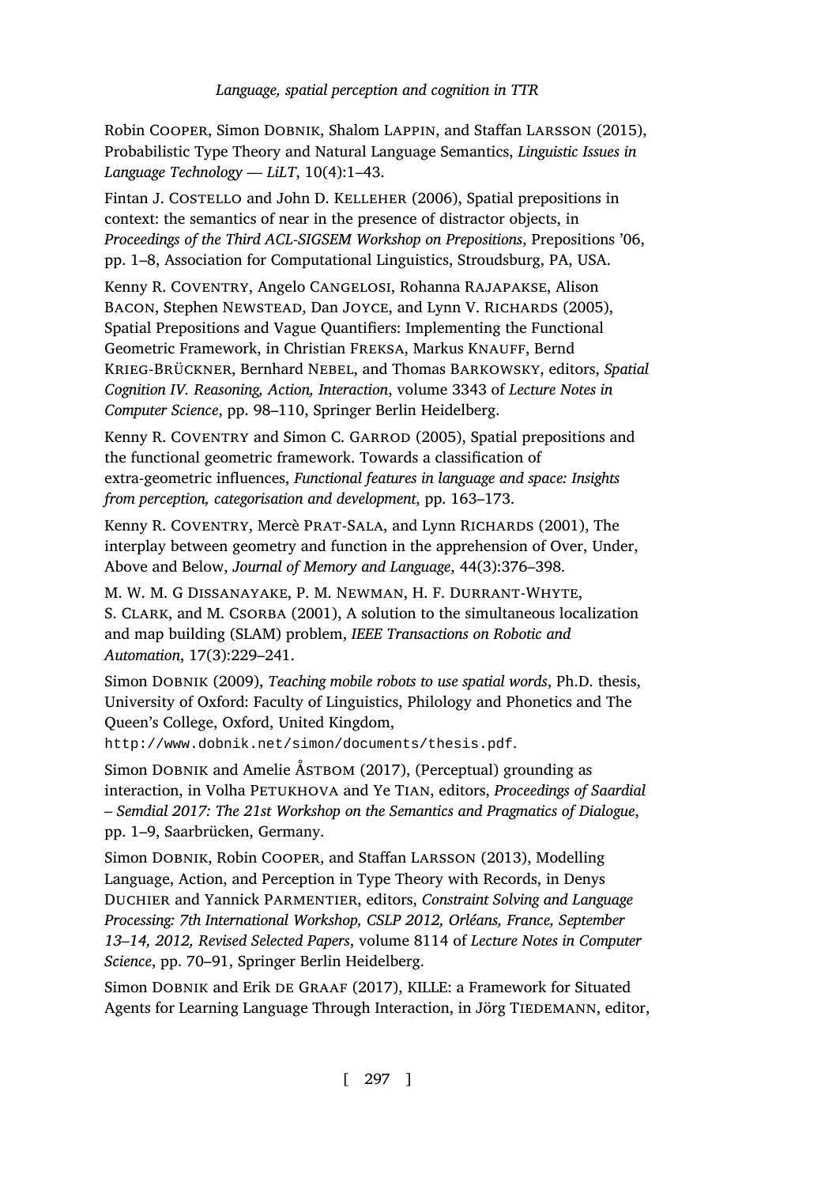Robin Cooper, Simon Dobnik, Shalom Lappin, and Staffan Larsson (2015), Probabilistic Type Theory and Natural Language Semantics, *Linguistic Issues in Language Technology — LiLT*, 10(4):1–43.

Fintan J. Costello and John D. Kelleher (2006), Spatial prepositions in context: the semantics of near in the presence of distractor objects, in *Proceedings of the Third ACL-SIGSEM Workshop on Prepositions*, Prepositions '06, pp. 1–8, Association for Computational Linguistics, Stroudsburg, PA, USA.

Kenny R. Coventry, Angelo Cangelosi, Rohanna Rajapakse, Alison Bacon, Stephen Newstead, Dan Joyce, and Lynn V. Richards (2005), Spatial Prepositions and Vague Quantifiers: Implementing the Functional Geometric Framework, in Christian Freksa, Markus Knauff, Bernd Krieg-Brückner, Bernhard Nebel, and Thomas Barkowsky, editors, *Spatial Cognition IV. Reasoning, Action, Interaction*, volume 3343 of *Lecture Notes in Computer Science*, pp. 98–110, Springer Berlin Heidelberg.

Kenny R. Coventry and Simon C. Garrod (2005), Spatial prepositions and the functional geometric framework. Towards a classification of extra-geometric influences, *Functional features in language and space: Insights from perception, categorisation and development*, pp. 163–173.

Kenny R. Coventry, Mercè Prat-Sala, and Lynn Richards (2001), The interplay between geometry and function in the apprehension of Over, Under, Above and Below, *Journal of Memory and Language*, 44(3):376–398.

M. W. M. G Dissanayake, P. M. Newman, H. F. Durrant-Whyte, S. Clark, and M. Csorba (2001), A solution to the simultaneous localization and map building (SLAM) problem, *IEEE Transactions on Robotic and Automation*, 17(3):229–241.

Simon Dobnik (2009), *Teaching mobile robots to use spatial words*, Ph.D. thesis, University of Oxford: Faculty of Linguistics, Philology and Phonetics and The Queen's College, Oxford, United Kingdom, http://www.dobnik.net/simon/documents/thesis.pdf.

Simon Dobnik and Amelie Åstbom (2017), (Perceptual) grounding as interaction, in Volha Petukhova and Ye Tian, editors, *Proceedings of Saardial – Semdial 2017: The 21st Workshop on the Semantics and Pragmatics of Dialogue*, pp. 1–9, Saarbrücken, Germany.

Simon Dobnik, Robin Cooper, and Staffan Larsson (2013), Modelling Language, Action, and Perception in Type Theory with Records, in Denys Duchier and Yannick Parmentier, editors, *Constraint Solving and Language Processing: 7th International Workshop, CSLP 2012, Orléans, France, September 13–14, 2012, Revised Selected Papers*, volume 8114 of *Lecture Notes in Computer Science*, pp. 70–91, Springer Berlin Heidelberg.

Simon Dobnik and Erik de Graaf (2017), KILLE: a Framework for Situated Agents for Learning Language Through Interaction, in Jörg Tiedemann, editor,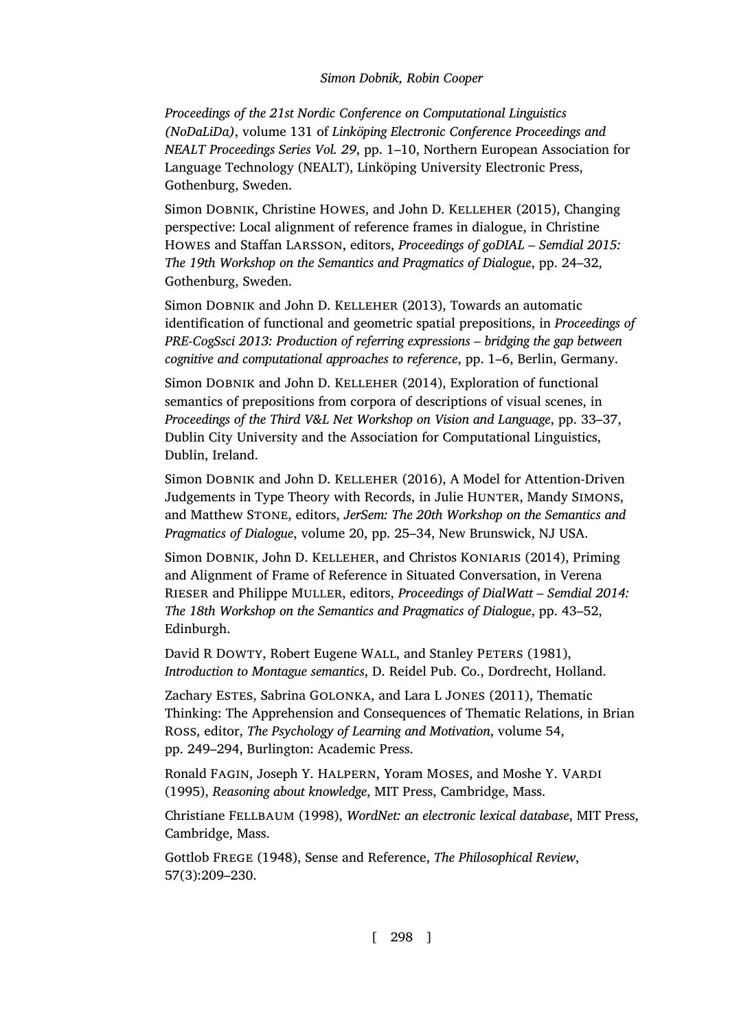*Proceedings of the 21st Nordic Conference on Computational Linguistics (NoDaLiDa)*, volume 131 of *Linköping Electronic Conference Proceedings and NEALT Proceedings Series Vol. 29*, pp. 1–10, Northern European Association for Language Technology (NEALT), Linköping University Electronic Press, Gothenburg, Sweden.

Simon Dobnik, Christine Howes, and John D. Kelleher (2015), Changing perspective: Local alignment of reference frames in dialogue, in Christine Howes and Staffan Larsson, editors, *Proceedings of goDIAL – Semdial 2015: The 19th Workshop on the Semantics and Pragmatics of Dialogue*, pp. 24–32, Gothenburg, Sweden.

Simon Dobnik and John D. Kelleher (2013), Towards an automatic identification of functional and geometric spatial prepositions, in *Proceedings of PRE-CogSsci 2013: Production of referring expressions – bridging the gap between cognitive and computational approaches to reference*, pp. 1–6, Berlin, Germany.

Simon Dobnik and John D. Kelleher (2014), Exploration of functional semantics of prepositions from corpora of descriptions of visual scenes, in *Proceedings of the Third V&L Net Workshop on Vision and Language*, pp. 33–37, Dublin City University and the Association for Computational Linguistics, Dublin, Ireland.

Simon Dobnik and John D. Kelleher (2016), A Model for Attention-Driven Judgements in Type Theory with Records, in Julie Hunter, Mandy Simons, and Matthew Stone, editors, *JerSem: The 20th Workshop on the Semantics and Pragmatics of Dialogue*, volume 20, pp. 25–34, New Brunswick, NJ USA.

Simon Dobnik, John D. Kelleher, and Christos Koniaris (2014), Priming and Alignment of Frame of Reference in Situated Conversation, in Verena Rieser and Philippe Muller, editors, *Proceedings of DialWatt – Semdial 2014: The 18th Workshop on the Semantics and Pragmatics of Dialogue*, pp. 43–52, Edinburgh.

David R Dowty, Robert Eugene Wall, and Stanley Peters (1981), *Introduction to Montague semantics*, D. Reidel Pub. Co., Dordrecht, Holland.

Zachary Estes, Sabrina Golonka, and Lara L Jones (2011), Thematic Thinking: The Apprehension and Consequences of Thematic Relations, in Brian Ross, editor, *The Psychology of Learning and Motivation*, volume 54, pp. 249–294, Burlington: Academic Press.

Ronald Fagin, Joseph Y. Halpern, Yoram Moses, and Moshe Y. Vardi (1995), *Reasoning about knowledge*, MIT Press, Cambridge, Mass.

Christiane Fellbaum (1998), *WordNet: an electronic lexical database*, MIT Press, Cambridge, Mass.

Gottlob Frege (1948), Sense and Reference, *The Philosophical Review*, 57(3):209–230.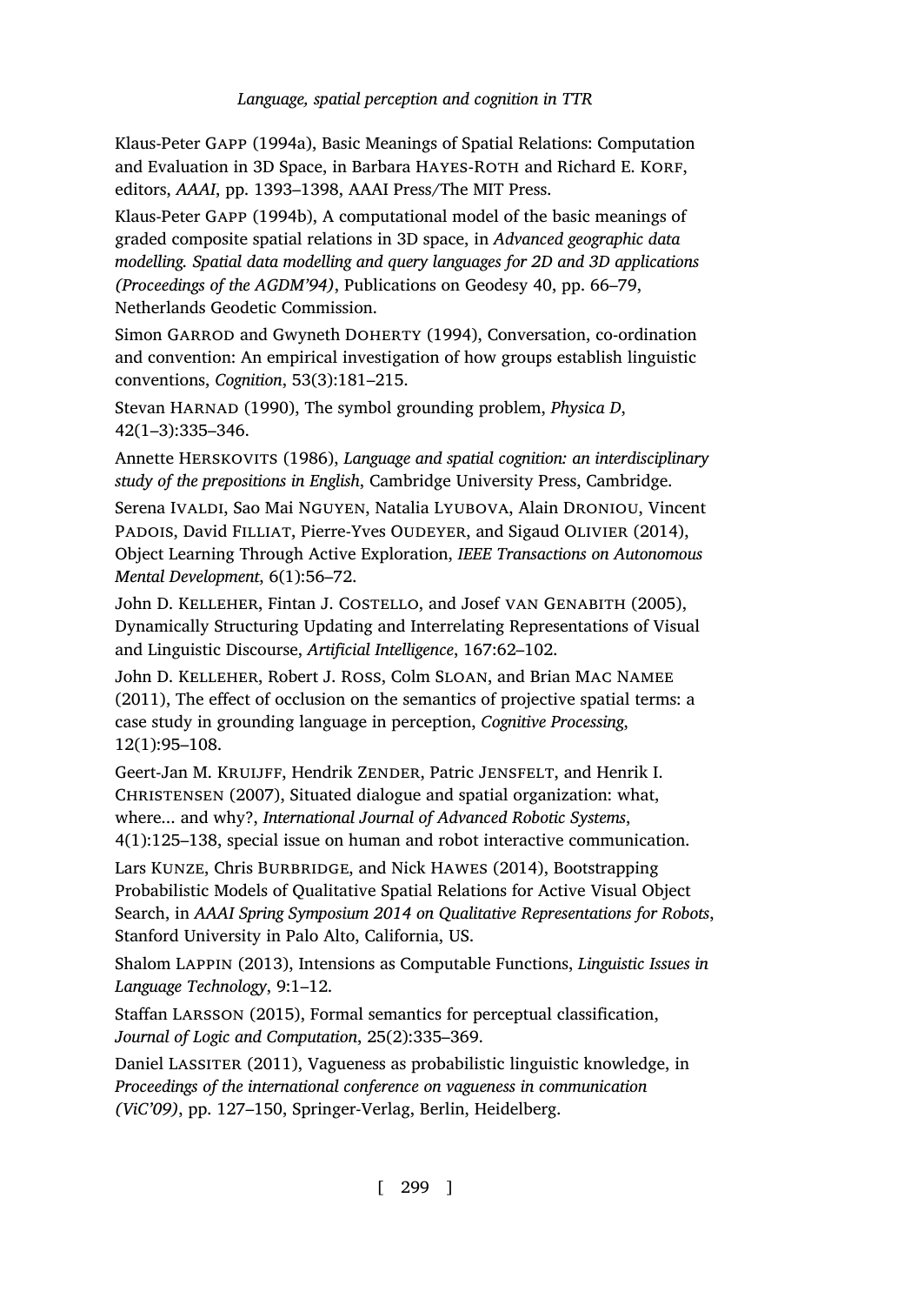Klaus-Peter GAPP (1994a), Basic Meanings of Spatial Relations: Computation and Evaluation in 3D Space, in Barbara HAYES-ROTH and Richard E. KORF, editors, *AAAI*, pp. 1393–1398, AAAI Press/The MIT Press.

Klaus-Peter GAPP (1994b), A computational model of the basic meanings of graded composite spatial relations in 3D space, in *Advanced geographic data modelling. Spatial data modelling and query languages for 2D and 3D applications (Proceedings of the AGDM'94)*, Publications on Geodesy 40, pp. 66–79, Netherlands Geodetic Commission.

Simon GARROD and Gwyneth DOHERTY (1994), Conversation, co-ordination and convention: An empirical investigation of how groups establish linguistic conventions, *Cognition*, 53(3):181–215.

Stevan HARNAD (1990), The symbol grounding problem, *Physica D*, 42(1–3):335–346.

Annette HERSKOVITS (1986), *Language and spatial cognition: an interdisciplinary study of the prepositions in English*, Cambridge University Press, Cambridge.

Serena IVALDI, Sao Mai NGUYEN, Natalia LYUBOVA, Alain DRONIOU, Vincent PADOIS, David FILLIAT, Pierre-Yves OUDEYER, and Sigaud OLIVIER (2014), Object Learning Through Active Exploration, *IEEE Transactions on Autonomous Mental Development*, 6(1):56–72.

John D. KELLEHER, Fintan J. COSTELLO, and Josef VAN GENABITH (2005), Dynamically Structuring Updating and Interrelating Representations of Visual and Linguistic Discourse, *Artificial Intelligence*, 167:62–102.

John D. KELLEHER, Robert J. ROSS, Colm SLOAN, and Brian MAC NAMEE (2011), The effect of occlusion on the semantics of projective spatial terms: a case study in grounding language in perception, *Cognitive Processing*, 12(1):95–108.

Geert-Jan M. KRUIJFF, Hendrik ZENDER, Patric JENSFELT, and Henrik I. CHRISTENSEN (2007), Situated dialogue and spatial organization: what, where... and why?, *International Journal of Advanced Robotic Systems*, 4(1):125–138, special issue on human and robot interactive communication.

Lars KUNZE, Chris BURBRIDGE, and Nick HAWES (2014), Bootstrapping Probabilistic Models of Qualitative Spatial Relations for Active Visual Object Search, in *AAAI Spring Symposium 2014 on Qualitative Representations for Robots*, Stanford University in Palo Alto, California, US.

Shalom LAPPIN (2013), Intensions as Computable Functions, *Linguistic Issues in Language Technology*, 9:1–12.

Staffan LARSSON (2015), Formal semantics for perceptual classification, *Journal of Logic and Computation*, 25(2):335–369.

Daniel LASSITER (2011), Vagueness as probabilistic linguistic knowledge, in *Proceedings of the international conference on vagueness in communication (ViC'09)*, pp. 127–150, Springer-Verlag, Berlin, Heidelberg.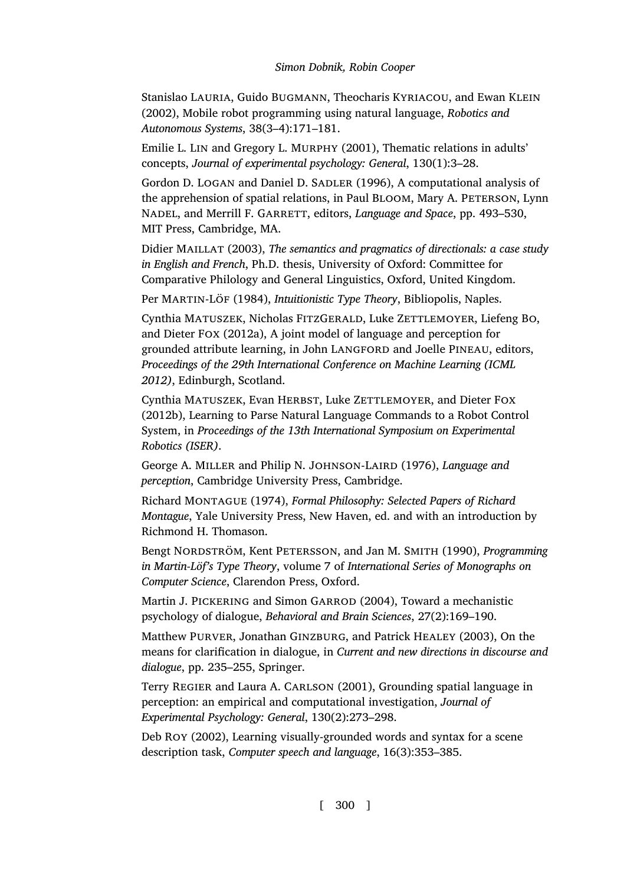Stanislao Lauria, Guido Bugmann, Theocharis Kyriacou, and Ewan Klein (2002), Mobile robot programming using natural language, *Robotics and Autonomous Systems*, 38(3–4):171–181.

Emilie L. Lin and Gregory L. Murphy (2001), Thematic relations in adults' concepts, *Journal of experimental psychology: General*, 130(1):3–28.

Gordon D. Logan and Daniel D. Sadler (1996), A computational analysis of the apprehension of spatial relations, in Paul Bloom, Mary A. Peterson, Lynn Nadel, and Merrill F. Garrett, editors, *Language and Space*, pp. 493–530, MIT Press, Cambridge, MA.

Didier Maillat (2003), *The semantics and pragmatics of directionals: a case study in English and French*, Ph.D. thesis, University of Oxford: Committee for Comparative Philology and General Linguistics, Oxford, United Kingdom.

Per Martin-Löf (1984), *Intuitionistic Type Theory*, Bibliopolis, Naples.

Cynthia Matuszek, Nicholas FitzGerald, Luke Zettlemoyer, Liefeng Bo, and Dieter Fox (2012a), A joint model of language and perception for grounded attribute learning, in John Langford and Joelle Pineau, editors, *Proceedings of the 29th International Conference on Machine Learning (ICML 2012)*, Edinburgh, Scotland.

Cynthia Matuszek, Evan Herbst, Luke Zettlemoyer, and Dieter Fox (2012b), Learning to Parse Natural Language Commands to a Robot Control System, in *Proceedings of the 13th International Symposium on Experimental Robotics (ISER)*.

George A. Miller and Philip N. Johnson-Laird (1976), *Language and perception*, Cambridge University Press, Cambridge.

Richard Montague (1974), *Formal Philosophy: Selected Papers of Richard Montague*, Yale University Press, New Haven, ed. and with an introduction by Richmond H. Thomason.

Bengt Nordström, Kent Petersson, and Jan M. Smith (1990), *Programming in Martin-Löf's Type Theory*, volume 7 of *International Series of Monographs on Computer Science*, Clarendon Press, Oxford.

Martin J. Pickering and Simon Garrod (2004), Toward a mechanistic psychology of dialogue, *Behavioral and Brain Sciences*, 27(2):169–190.

Matthew Purver, Jonathan Ginzburg, and Patrick Healey (2003), On the means for clarification in dialogue, in *Current and new directions in discourse and dialogue*, pp. 235–255, Springer.

Terry Regier and Laura A. Carlson (2001), Grounding spatial language in perception: an empirical and computational investigation, *Journal of Experimental Psychology: General*, 130(2):273–298.

Deb Roy (2002), Learning visually-grounded words and syntax for a scene description task, *Computer speech and language*, 16(3):353–385.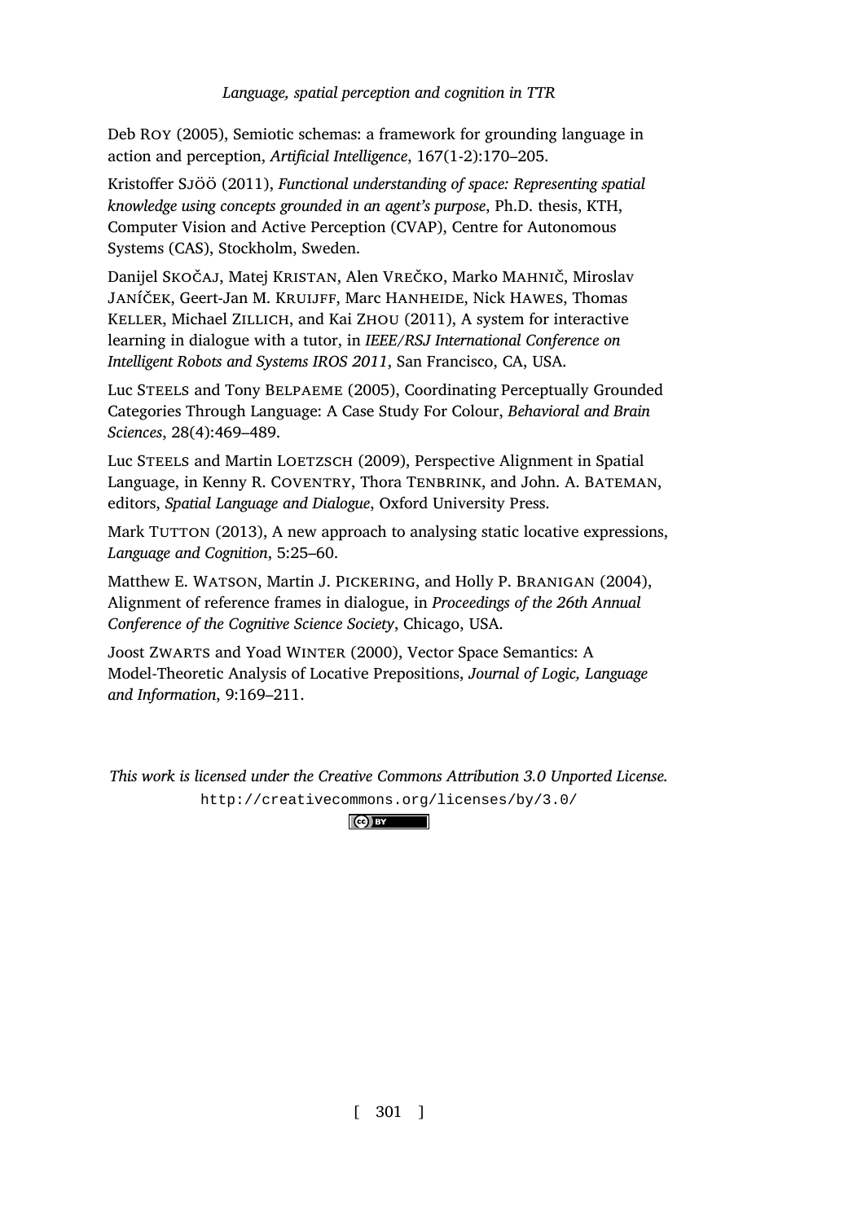Deb ROY (2005), Semiotic schemas: a framework for grounding language in action and perception, *Artificial Intelligence*, 167(1-2):170–205.

Kristoffer SJÖÖ (2011), *Functional understanding of space: Representing spatial knowledge using concepts grounded in an agent's purpose*, Ph.D. thesis, KTH, Computer Vision and Active Perception (CVAP), Centre for Autonomous Systems (CAS), Stockholm, Sweden.

Danijel SKOČAJ, Matej KRISTAN, Alen VREČKO, Marko MAHNIČ, Miroslav JANÍČEK, Geert-Jan M. KRUIJFF, Marc HANHEIDE, Nick HAWES, Thomas KELLER, Michael ZILLICH, and Kai ZHOU (2011), A system for interactive learning in dialogue with a tutor, in *IEEE/RSJ International Conference on Intelligent Robots and Systems IROS 2011*, San Francisco, CA, USA.

Luc STEELS and Tony BELPAEME (2005), Coordinating Perceptually Grounded Categories Through Language: A Case Study For Colour, *Behavioral and Brain Sciences*, 28(4):469–489.

Luc STEELS and Martin LOETZSCH (2009), Perspective Alignment in Spatial Language, in Kenny R. COVENTRY, Thora TENBRINK, and John. A. BATEMAN, editors, *Spatial Language and Dialogue*, Oxford University Press.

Mark TUTTON (2013), A new approach to analysing static locative expressions, *Language and Cognition*, 5:25–60.

Matthew E. WATSON, Martin J. PICKERING, and Holly P. BRANIGAN (2004), Alignment of reference frames in dialogue, in *Proceedings of the 26th Annual Conference of the Cognitive Science Society*, Chicago, USA.

Joost ZWARTS and Yoad WINTER (2000), Vector Space Semantics: A Model-Theoretic Analysis of Locative Prepositions, *Journal of Logic, Language and Information*, 9:169–211.

*This work is licensed under the Creative Commons Attribution 3.0 Unported License.*
http://creativecommons.org/licenses/by/3.0/